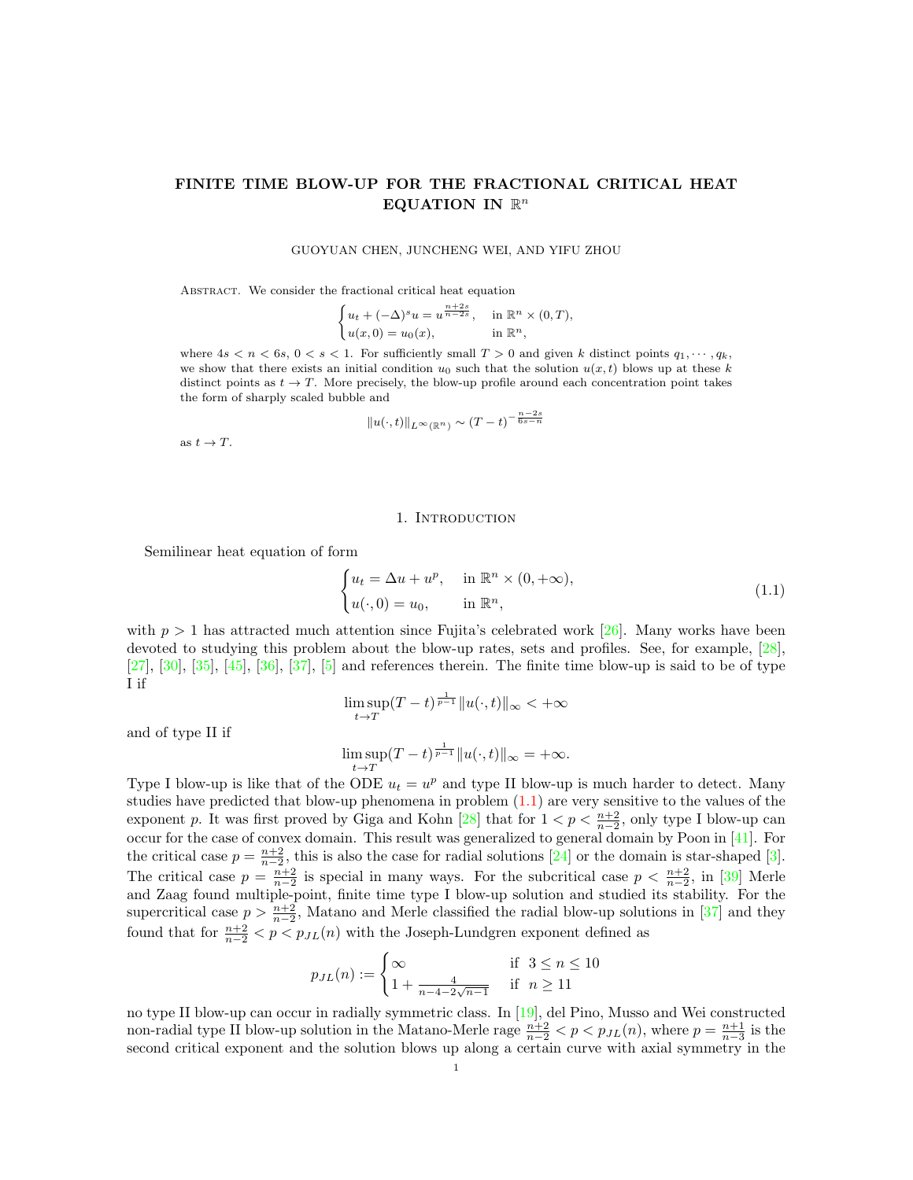# FINITE TIME BLOW-UP FOR THE FRACTIONAL CRITICAL HEAT EQUATION IN $\mathbb{R}^n$

GUOYUAN CHEN, JUNCHENG WEI, AND YIFU ZHOU

Abstract. We consider the fractional critical heat equation

$$
\begin{cases}
u_t + (-\Delta)^s u = u^{\frac{n+2s}{n-2s}}, & \text{in } \mathbb{R}^n \times (0,T),\\
u(x,0) = u_0(x), & \text{in } \mathbb{R}^n,
\end{cases}
$$

where $4s < n < 6s$, $0 < s < 1$. For sufficiently small $T > 0$ and given $k$ distinct points $q_1, \cdots, q_k$, we show that there exists an initial condition $u_0$ such that the solution $u(x,t)$ blows up at these $k$ distinct points as $t \to T$. More precisely, the blow-up profile around each concentration point takes the form of sharply scaled bubble and

$$
\|u(\cdot,t)\|_{L^\infty(\mathbb{R}^n)} \sim (T-t)^{-\frac{n-2s}{6s-n}}
$$

as $t \to T$.

## 1. Introduction

Semilinear heat equation of form

$$
\begin{cases}
u_t = \Delta u + u^p, & \text{in } \mathbb{R}^n \times (0,+\infty),\\
u(\cdot,0) = u_0, & \text{in } \mathbb{R}^n,
\end{cases}
\tag{1.1}
$$

with $p > 1$ has attracted much attention since Fujita's celebrated work [26]. Many works have been devoted to studying this problem about the blow-up rates, sets and profiles. See, for example, [28], [27], [30], [35], [45], [36], [37], [5] and references therein. The finite time blow-up is said to be of type I if

$$
\limsup_{t\to T} (T-t)^{\frac{1}{p-1}} \|u(\cdot,t)\|_\infty < +\infty
$$

and of type II if

$$
\limsup_{t\to T} (T-t)^{\frac{1}{p-1}} \|u(\cdot,t)\|_\infty = +\infty.
$$

Type I blow-up is like that of the ODE $u_t = u^p$ and type II blow-up is much harder to detect. Many studies have predicted that blow-up phenomena in problem (1.1) are very sensitive to the values of the exponent $p$. It was first proved by Giga and Kohn [28] that for $1 < p < \frac{n+2}{n-2}$, only type I blow-up can occur for the case of convex domain. This result was generalized to general domain by Poon in [41]. For the critical case $p = \frac{n+2}{n-2}$, this is also the case for radial solutions [24] or the domain is star-shaped [3]. The critical case $p = \frac{n+2}{n-2}$ is special in many ways. For the subcritical case $p < \frac{n+2}{n-2}$, in [39] Merle and Zaag found multiple-point, finite time type I blow-up solution and studied its stability. For the supercritical case $p > \frac{n+2}{n-2}$, Matano and Merle classified the radial blow-up solutions in [37] and they found that for $\frac{n+2}{n-2} < p < p_{JL}(n)$ with the Joseph-Lundgren exponent defined as

$$
p_{JL}(n) :=
\begin{cases}
\infty & \text{if } \ 3 \le n \le 10\\
1 + \frac{4}{n-4-2\sqrt{n-1}} & \text{if } \ n \ge 11
\end{cases}
$$

no type II blow-up can occur in radially symmetric class. In [19], del Pino, Musso and Wei constructed non-radial type II blow-up solution in the Matano-Merle rage $\frac{n+2}{n-2} < p < p_{JL}(n)$, where $p = \frac{n+1}{n-3}$ is the second critical exponent and the solution blows up along a certain curve with axial symmetry in the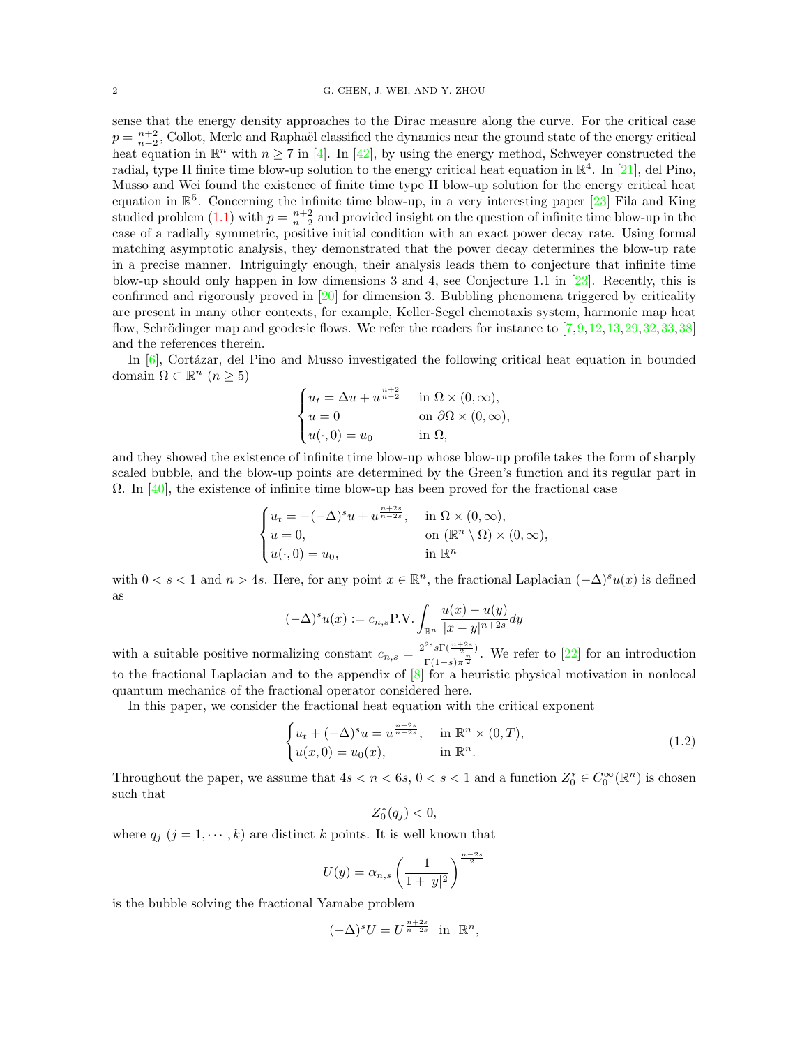sense that the energy density approaches to the Dirac measure along the curve. For the critical case $p = \frac{n+2}{n-2}$, Collot, Merle and Raphaël classified the dynamics near the ground state of the energy critical heat equation in $\mathbb{R}^n$ with $n \geq 7$ in [4]. In [42], by using the energy method, Schweyer constructed the radial, type II finite time blow-up solution to the energy critical heat equation in $\mathbb{R}^4$. In [21], del Pino, Musso and Wei found the existence of finite time type II blow-up solution for the energy critical heat equation in $\mathbb{R}^5$. Concerning the infinite time blow-up, in a very interesting paper [23] Fila and King studied problem (1.1) with $p = \frac{n+2}{n-2}$ and provided insight on the question of infinite time blow-up in the case of a radially symmetric, positive initial condition with an exact power decay rate. Using formal matching asymptotic analysis, they demonstrated that the power decay determines the blow-up rate in a precise manner. Intriguingly enough, their analysis leads them to conjecture that infinite time blow-up should only happen in low dimensions 3 and 4, see Conjecture 1.1 in [23]. Recently, this is confirmed and rigorously proved in [20] for dimension 3. Bubbling phenomena triggered by criticality are present in many other contexts, for example, Keller-Segel chemotaxis system, harmonic map heat flow, Schrödinger map and geodesic flows. We refer the readers for instance to [7,9,12,13,29,32,33,38] and the references therein.

In [6], Cortázar, del Pino and Musso investigated the following critical heat equation in bounded domain $\Omega \subset \mathbb{R}^n$ ($n \geq 5$)

$$\begin{cases} u_t = \Delta u + u^{\frac{n+2}{n-2}} & \text{in } \Omega \times (0, \infty), \\ u = 0 & \text{on } \partial\Omega \times (0, \infty), \\ u(\cdot, 0) = u_0 & \text{in } \Omega, \end{cases}$$

and they showed the existence of infinite time blow-up whose blow-up profile takes the form of sharply scaled bubble, and the blow-up points are determined by the Green's function and its regular part in $\Omega$. In [40], the existence of infinite time blow-up has been proved for the fractional case

$$\begin{cases} u_t = -(-\Delta)^s u + u^{\frac{n+2s}{n-2s}}, & \text{in } \Omega \times (0, \infty), \\ u = 0, & \text{on } (\mathbb{R}^n \setminus \Omega) \times (0, \infty), \\ u(\cdot, 0) = u_0, & \text{in } \mathbb{R}^n \end{cases}$$

with $0 < s < 1$ and $n > 4s$. Here, for any point $x \in \mathbb{R}^n$, the fractional Laplacian $(-\Delta)^s u(x)$ is defined as

$$(-\Delta)^s u(x) := c_{n,s} \text{P.V.} \int_{\mathbb{R}^n} \frac{u(x) - u(y)}{|x - y|^{n+2s}} dy$$

with a suitable positive normalizing constant $c_{n,s} = \frac{2^{2s} s \Gamma(\frac{n+2s}{2})}{\Gamma(1-s)\pi^{\frac{n}{2}}}$. We refer to [22] for an introduction to the fractional Laplacian and to the appendix of [8] for a heuristic physical motivation in nonlocal quantum mechanics of the fractional operator considered here.

In this paper, we consider the fractional heat equation with the critical exponent

$$\begin{cases} u_t + (-\Delta)^s u = u^{\frac{n+2s}{n-2s}}, & \text{in } \mathbb{R}^n \times (0, T), \\ u(x, 0) = u_0(x), & \text{in } \mathbb{R}^n. \end{cases} \tag{1.2}$$

Throughout the paper, we assume that $4s < n < 6s$, $0 < s < 1$ and a function $Z_0^* \in C_0^\infty(\mathbb{R}^n)$ is chosen such that

$$Z_0^*(q_j) < 0,$$

where $q_j$ ($j = 1, \cdots, k$) are distinct $k$ points. It is well known that

$$U(y) = \alpha_{n,s} \left( \frac{1}{1 + |y|^2} \right)^{\frac{n-2s}{2}}$$

is the bubble solving the fractional Yamabe problem

$$(-\Delta)^s U = U^{\frac{n+2s}{n-2s}} \ \text{ in } \ \mathbb{R}^n,$$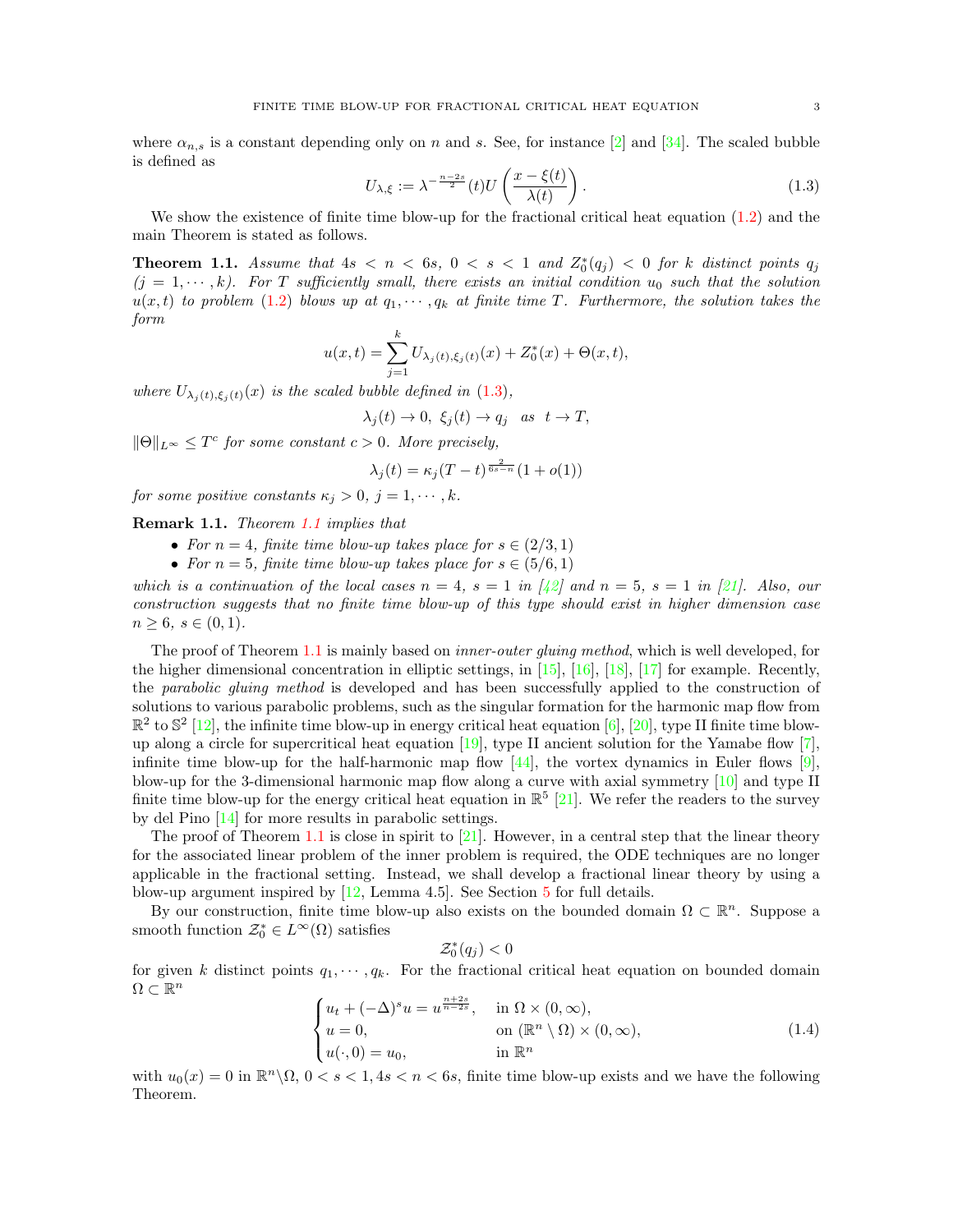where $\alpha_{n,s}$ is a constant depending only on $n$ and $s$. See, for instance [2] and [34]. The scaled bubble is defined as

$$U_{\lambda,\xi} := \lambda^{-\frac{n-2s}{2}}(t) U\left(\frac{x-\xi(t)}{\lambda(t)}\right). \tag{1.3}$$

We show the existence of finite time blow-up for the fractional critical heat equation (1.2) and the main Theorem is stated as follows.

**Theorem 1.1.** *Assume that $4s < n < 6s$, $0 < s < 1$ and $Z_0^*(q_j) < 0$ for $k$ distinct points $q_j$ $(j = 1, \cdots, k)$. For $T$ sufficiently small, there exists an initial condition $u_0$ such that the solution $u(x,t)$ to problem (1.2) blows up at $q_1, \cdots, q_k$ at finite time $T$. Furthermore, the solution takes the form*

$$u(x,t) = \sum_{j=1}^{k} U_{\lambda_j(t),\xi_j(t)}(x) + Z_0^*(x) + \Theta(x,t),$$

*where $U_{\lambda_j(t),\xi_j(t)}(x)$ is the scaled bubble defined in (1.3),*

$$\lambda_j(t) \to 0, \ \xi_j(t) \to q_j \quad as \quad t \to T,$$

*$\|\Theta\|_{L^\infty} \leq T^c$ for some constant $c > 0$. More precisely,*

$$\lambda_j(t) = \kappa_j (T-t)^{\frac{2}{6s-n}}(1 + o(1))$$

*for some positive constants $\kappa_j > 0$, $j = 1, \cdots, k$.*

**Remark 1.1.** *Theorem 1.1 implies that*

- *For $n = 4$, finite time blow-up takes place for $s \in (2/3, 1)$*
- *For $n = 5$, finite time blow-up takes place for $s \in (5/6, 1)$*

*which is a continuation of the local cases $n = 4$, $s = 1$ in [42] and $n = 5$, $s = 1$ in [21]. Also, our construction suggests that no finite time blow-up of this type should exist in higher dimension case $n \geq 6$, $s \in (0, 1)$.*

The proof of Theorem 1.1 is mainly based on *inner-outer gluing method*, which is well developed, for the higher dimensional concentration in elliptic settings, in [15], [16], [18], [17] for example. Recently, the *parabolic gluing method* is developed and has been successfully applied to the construction of solutions to various parabolic problems, such as the singular formation for the harmonic map flow from $\mathbb{R}^2$ to $\mathbb{S}^2$ [12], the infinite time blow-up in energy critical heat equation [6], [20], type II finite time blow-up along a circle for supercritical heat equation [19], type II ancient solution for the Yamabe flow [7], infinite time blow-up for the half-harmonic map flow [44], the vortex dynamics in Euler flows [9], blow-up for the 3-dimensional harmonic map flow along a curve with axial symmetry [10] and type II finite time blow-up for the energy critical heat equation in $\mathbb{R}^5$ [21]. We refer the readers to the survey by del Pino [14] for more results in parabolic settings.

The proof of Theorem 1.1 is close in spirit to [21]. However, in a central step that the linear theory for the associated linear problem of the inner problem is required, the ODE techniques are no longer applicable in the fractional setting. Instead, we shall develop a fractional linear theory by using a blow-up argument inspired by [12, Lemma 4.5]. See Section 5 for full details.

By our construction, finite time blow-up also exists on the bounded domain $\Omega \subset \mathbb{R}^n$. Suppose a smooth function $\mathcal{Z}_0^* \in L^\infty(\Omega)$ satisfies

$$\mathcal{Z}_0^*(q_j) < 0$$

for given $k$ distinct points $q_1, \cdots, q_k$. For the fractional critical heat equation on bounded domain $\Omega \subset \mathbb{R}^n$

$$\begin{cases} u_t + (-\Delta)^s u = u^{\frac{n+2s}{n-2s}}, & \text{in } \Omega \times (0, \infty), \\ u = 0, & \text{on } (\mathbb{R}^n \setminus \Omega) \times (0, \infty), \\ u(\cdot, 0) = u_0, & \text{in } \mathbb{R}^n \end{cases} \tag{1.4}$$

with $u_0(x) = 0$ in $\mathbb{R}^n \backslash \Omega$, $0 < s < 1, 4s < n < 6s$, finite time blow-up exists and we have the following Theorem.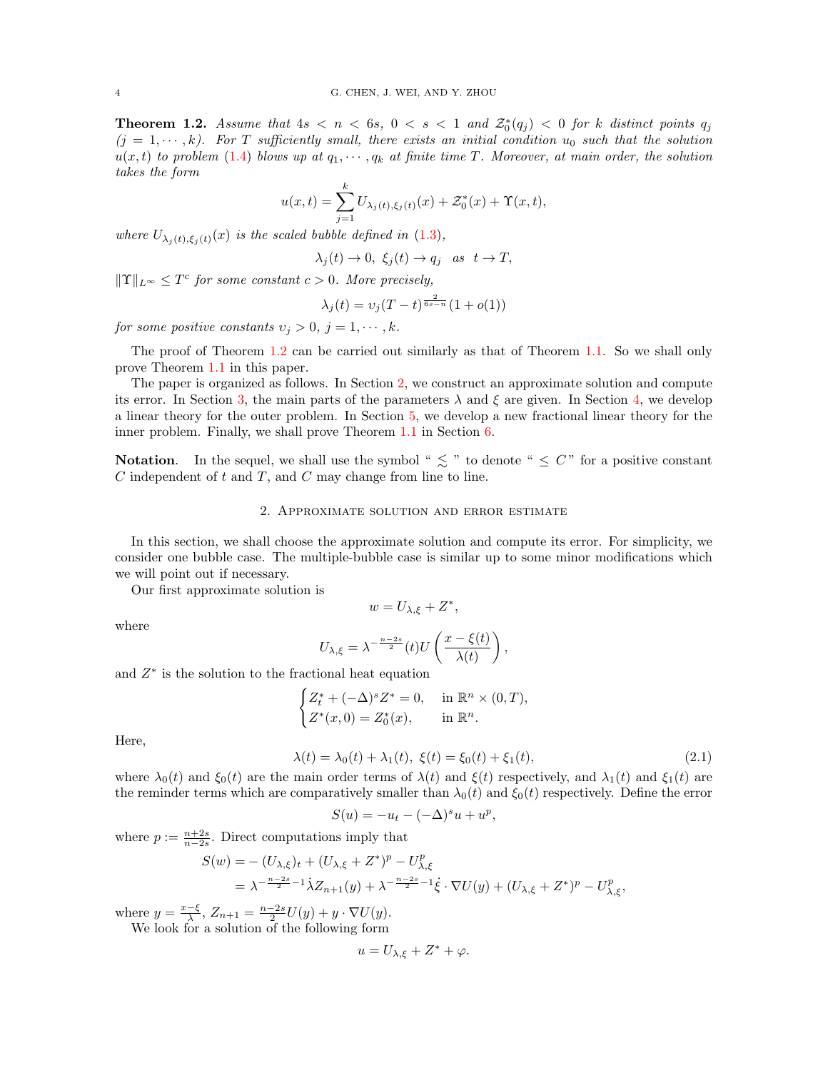**Theorem 1.2.** *Assume that $4s < n < 6s$, $0 < s < 1$ and $\mathcal{Z}_0^*(q_j) < 0$ for $k$ distinct points $q_j$ $(j = 1, \cdots, k)$. For $T$ sufficiently small, there exists an initial condition $u_0$ such that the solution $u(x,t)$ to problem (1.4) blows up at $q_1, \cdots, q_k$ at finite time $T$. Moreover, at main order, the solution takes the form*

$$u(x,t) = \sum_{j=1}^{k} U_{\lambda_j(t),\xi_j(t)}(x) + \mathcal{Z}_0^*(x) + \Upsilon(x,t),$$

*where $U_{\lambda_j(t),\xi_j(t)}(x)$ is the scaled bubble defined in (1.3),*

$$\lambda_j(t) \to 0, \ \xi_j(t) \to q_j \quad as \quad t \to T,$$

*$\|\Upsilon\|_{L^\infty} \le T^c$ for some constant $c > 0$. More precisely,*

$$\lambda_j(t) = \upsilon_j (T-t)^{\frac{2}{6s-n}}(1 + o(1))$$

*for some positive constants $\upsilon_j > 0$, $j = 1, \cdots, k$.*

The proof of Theorem 1.2 can be carried out similarly as that of Theorem 1.1. So we shall only prove Theorem 1.1 in this paper.

The paper is organized as follows. In Section 2, we construct an approximate solution and compute its error. In Section 3, the main parts of the parameters $\lambda$ and $\xi$ are given. In Section 4, we develop a linear theory for the outer problem. In Section 5, we develop a new fractional linear theory for the inner problem. Finally, we shall prove Theorem 1.1 in Section 6.

**Notation**. In the sequel, we shall use the symbol " $\lesssim$ " to denote " $\le C$ " for a positive constant $C$ independent of $t$ and $T$, and $C$ may change from line to line.

## 2. Approximate solution and error estimate

In this section, we shall choose the approximate solution and compute its error. For simplicity, we consider one bubble case. The multiple-bubble case is similar up to some minor modifications which we will point out if necessary.

Our first approximate solution is

$$w = U_{\lambda,\xi} + Z^*,$$

where

$$U_{\lambda,\xi} = \lambda^{-\frac{n-2s}{2}}(t) U\left(\frac{x - \xi(t)}{\lambda(t)}\right),$$

and $Z^*$ is the solution to the fractional heat equation

$$\begin{cases} Z_t^* + (-\Delta)^s Z^* = 0, & \text{in } \mathbb{R}^n \times (0,T), \\ Z^*(x,0) = Z_0^*(x), & \text{in } \mathbb{R}^n. \end{cases}$$

Here,

$$\lambda(t) = \lambda_0(t) + \lambda_1(t), \ \xi(t) = \xi_0(t) + \xi_1(t), \tag{2.1}$$

where $\lambda_0(t)$ and $\xi_0(t)$ are the main order terms of $\lambda(t)$ and $\xi(t)$ respectively, and $\lambda_1(t)$ and $\xi_1(t)$ are the reminder terms which are comparatively smaller than $\lambda_0(t)$ and $\xi_0(t)$ respectively. Define the error

$$S(u) = -u_t - (-\Delta)^s u + u^p,$$

where $p := \frac{n+2s}{n-2s}$. Direct computations imply that

$$\begin{aligned} S(w) &= -(U_{\lambda,\xi})_t + (U_{\lambda,\xi} + Z^*)^p - U_{\lambda,\xi}^p \\ &= \lambda^{-\frac{n-2s}{2}-1}\dot{\lambda} Z_{n+1}(y) + \lambda^{-\frac{n-2s}{2}-1}\dot{\xi} \cdot \nabla U(y) + (U_{\lambda,\xi} + Z^*)^p - U_{\lambda,\xi}^p, \end{aligned}$$

where $y = \frac{x-\xi}{\lambda}$, $Z_{n+1} = \frac{n-2s}{2}U(y) + y \cdot \nabla U(y)$.

We look for a solution of the following form

$$u = U_{\lambda,\xi} + Z^* + \varphi.$$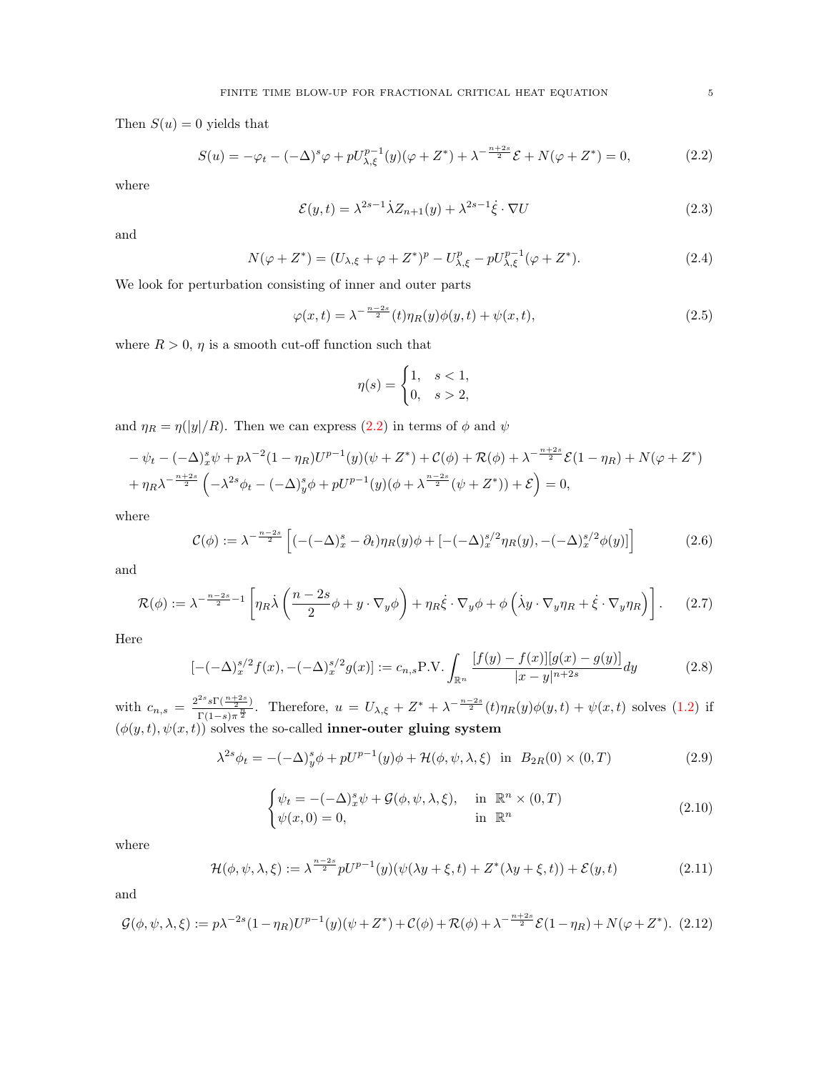Then $S(u) = 0$ yields that

$$S(u) = -\varphi_t - (-\Delta)^s\varphi + pU_{\lambda,\xi}^{p-1}(y)(\varphi + Z^*) + \lambda^{-\frac{n+2s}{2}}\mathcal{E} + N(\varphi + Z^*) = 0, \tag{2.2}$$

where

$$\mathcal{E}(y,t) = \lambda^{2s-1}\dot{\lambda}Z_{n+1}(y) + \lambda^{2s-1}\dot{\xi}\cdot\nabla U \tag{2.3}$$

and

$$N(\varphi + Z^*) = (U_{\lambda,\xi} + \varphi + Z^*)^p - U_{\lambda,\xi}^p - pU_{\lambda,\xi}^{p-1}(\varphi + Z^*). \tag{2.4}$$

We look for perturbation consisting of inner and outer parts

$$\varphi(x,t) = \lambda^{-\frac{n-2s}{2}}(t)\eta_R(y)\phi(y,t) + \psi(x,t), \tag{2.5}$$

where $R > 0$, $\eta$ is a smooth cut-off function such that

$$\eta(s) = \begin{cases} 1, & s < 1, \\ 0, & s > 2, \end{cases}$$

and $\eta_R = \eta(|y|/R)$. Then we can express (2.2) in terms of $\phi$ and $\psi$

$$\begin{aligned}
&-\psi_t - (-\Delta)_x^s\psi + p\lambda^{-2}(1-\eta_R)U^{p-1}(y)(\psi + Z^*) + \mathcal{C}(\phi) + \mathcal{R}(\phi) + \lambda^{-\frac{n+2s}{2}}\mathcal{E}(1-\eta_R) + N(\varphi + Z^*) \\
&+ \eta_R\lambda^{-\frac{n+2s}{2}}\left(-\lambda^{2s}\phi_t - (-\Delta)_y^s\phi + pU^{p-1}(y)(\phi + \lambda^{\frac{n-2s}{2}}(\psi + Z^*)) + \mathcal{E}\right) = 0,
\end{aligned}$$

where

$$\mathcal{C}(\phi) := \lambda^{-\frac{n-2s}{2}}\left[(-(-\Delta)_x^s - \partial_t)\eta_R(y)\phi + [-(-\Delta)_x^{s/2}\eta_R(y), -(-\Delta)_x^{s/2}\phi(y)]\right] \tag{2.6}$$

and

$$\mathcal{R}(\phi) := \lambda^{-\frac{n-2s}{2}-1}\left[\eta_R\dot{\lambda}\left(\frac{n-2s}{2}\phi + y\cdot\nabla_y\phi\right) + \eta_R\dot{\xi}\cdot\nabla_y\phi + \phi\left(\dot{\lambda}y\cdot\nabla_y\eta_R + \dot{\xi}\cdot\nabla_y\eta_R\right)\right]. \tag{2.7}$$

Here

$$[-(-\Delta)_x^{s/2}f(x), -(-\Delta)_x^{s/2}g(x)] := c_{n,s}\text{P.V.}\int_{\mathbb{R}^n}\frac{[f(y)-f(x)][g(x)-g(y)]}{|x-y|^{n+2s}}dy \tag{2.8}$$

with $c_{n,s} = \frac{2^{2s}s\Gamma(\frac{n+2s}{2})}{\Gamma(1-s)\pi^{\frac{n}{2}}}$. Therefore, $u = U_{\lambda,\xi} + Z^* + \lambda^{-\frac{n-2s}{2}}(t)\eta_R(y)\phi(y,t) + \psi(x,t)$ solves (1.2) if $(\phi(y,t), \psi(x,t))$ solves the so-called **inner-outer gluing system**

$$\lambda^{2s}\phi_t = -(-\Delta)_y^s\phi + pU^{p-1}(y)\phi + \mathcal{H}(\phi,\psi,\lambda,\xi) \ \text{ in } \ B_{2R}(0)\times(0,T) \tag{2.9}$$

$$\begin{cases} \psi_t = -(-\Delta)_x^s\psi + \mathcal{G}(\phi,\psi,\lambda,\xi), & \text{in } \ \mathbb{R}^n\times(0,T) \\ \psi(x,0) = 0, & \text{in } \ \mathbb{R}^n \end{cases} \tag{2.10}$$

where

$$\mathcal{H}(\phi,\psi,\lambda,\xi) := \lambda^{\frac{n-2s}{2}}pU^{p-1}(y)(\psi(\lambda y + \xi, t) + Z^*(\lambda y + \xi, t)) + \mathcal{E}(y,t) \tag{2.11}$$

and

$$\mathcal{G}(\phi,\psi,\lambda,\xi) := p\lambda^{-2s}(1-\eta_R)U^{p-1}(y)(\psi + Z^*) + \mathcal{C}(\phi) + \mathcal{R}(\phi) + \lambda^{-\frac{n+2s}{2}}\mathcal{E}(1-\eta_R) + N(\varphi + Z^*). \tag{2.12}$$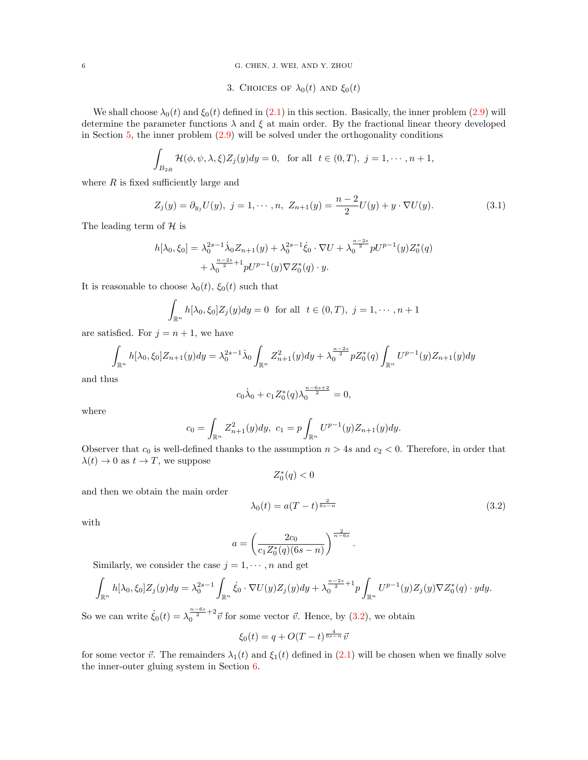## 3. Choices of $\lambda_0(t)$ and $\xi_0(t)$

We shall choose $\lambda_0(t)$ and $\xi_0(t)$ defined in (2.1) in this section. Basically, the inner problem (2.9) will determine the parameter functions $\lambda$ and $\xi$ at main order. By the fractional linear theory developed in Section 5, the inner problem (2.9) will be solved under the orthogonality conditions

$$\int_{B_{2R}} \mathcal{H}(\phi, \psi, \lambda, \xi) Z_j(y) dy = 0, \quad \text{for all} \quad t \in (0, T), \ j = 1, \cdots, n+1,$$

where $R$ is fixed sufficiently large and

$$Z_j(y) = \partial_{y_j} U(y), \ j = 1, \cdots, n, \ Z_{n+1}(y) = \frac{n-2}{2} U(y) + y \cdot \nabla U(y). \tag{3.1}$$

The leading term of $\mathcal{H}$ is

$$\begin{aligned} h[\lambda_0, \xi_0] = \lambda_0^{2s-1} \dot{\lambda}_0 Z_{n+1}(y) + \lambda_0^{2s-1} \dot{\xi}_0 \cdot \nabla U + \lambda_0^{\frac{n-2s}{2}} p U^{p-1}(y) Z_0^*(q) \\ + \lambda_0^{\frac{n-2s}{2}+1} p U^{p-1}(y) \nabla Z_0^*(q) \cdot y. \end{aligned}$$

It is reasonable to choose $\lambda_0(t)$, $\xi_0(t)$ such that

$$\int_{\mathbb{R}^n} h[\lambda_0, \xi_0] Z_j(y) dy = 0 \ \text{ for all } \ t \in (0, T), \ j = 1, \cdots, n+1$$

are satisfied. For $j = n+1$, we have

$$\int_{\mathbb{R}^n} h[\lambda_0, \xi_0] Z_{n+1}(y) dy = \lambda_0^{2s-1} \dot{\lambda}_0 \int_{\mathbb{R}^n} Z_{n+1}^2(y) dy + \lambda_0^{\frac{n-2s}{2}} p Z_0^*(q) \int_{\mathbb{R}^n} U^{p-1}(y) Z_{n+1}(y) dy$$

and thus

$$c_0 \dot{\lambda}_0 + c_1 Z_0^*(q) \lambda_0^{\frac{n-6s+2}{2}} = 0,$$

where

$$c_0 = \int_{\mathbb{R}^n} Z_{n+1}^2(y) dy, \ c_1 = p \int_{\mathbb{R}^n} U^{p-1}(y) Z_{n+1}(y) dy.$$

Observer that $c_0$ is well-defined thanks to the assumption $n > 4s$ and $c_2 < 0$. Therefore, in order that $\lambda(t) \to 0$ as $t \to T$, we suppose

$$Z_0^*(q) < 0$$

and then we obtain the main order

$$\lambda_0(t) = a(T-t)^{\frac{2}{6s-n}} \tag{3.2}$$

with

$$a = \left( \frac{2c_0}{c_1 Z_0^*(q)(6s-n)} \right)^{\frac{2}{n-6s}}.$$

Similarly, we consider the case $j = 1, \cdots, n$ and get

$$\int_{\mathbb{R}^n} h[\lambda_0, \xi_0] Z_j(y) dy = \lambda_0^{2s-1} \int_{\mathbb{R}^n} \dot{\xi}_0 \cdot \nabla U(y) Z_j(y) dy + \lambda_0^{\frac{n-2s}{2}+1} p \int_{\mathbb{R}^n} U^{p-1}(y) Z_j(y) \nabla Z_0^*(q) \cdot y dy.$$

So we can write $\dot{\xi}_0(t) = \lambda_0^{\frac{n-6s}{2}+2} \vec{v}$ for some vector $\vec{v}$. Hence, by (3.2), we obtain

$$\xi_0(t) = q + O(T-t)^{\frac{4}{6s-n}} \vec{v}$$

for some vector $\vec{v}$. The remainders $\lambda_1(t)$ and $\xi_1(t)$ defined in (2.1) will be chosen when we finally solve the inner-outer gluing system in Section 6.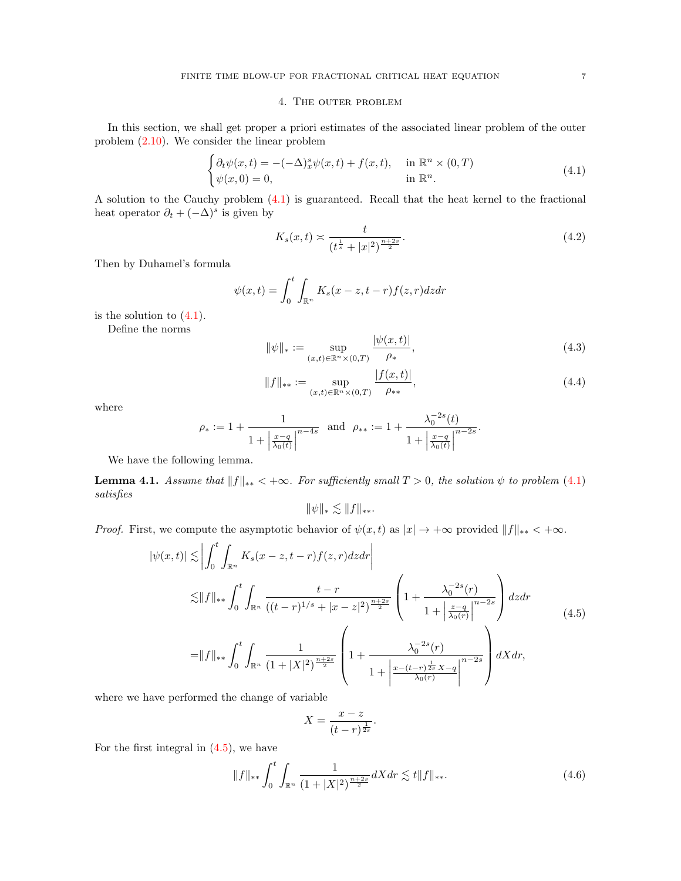## 4. The outer problem

In this section, we shall get proper a priori estimates of the associated linear problem of the outer problem (2.10). We consider the linear problem

$$
\begin{cases}
\partial_t \psi(x,t) = -(-\Delta)_x^s \psi(x,t) + f(x,t), & \text{in } \mathbb{R}^n \times (0,T) \\
\psi(x,0) = 0, & \text{in } \mathbb{R}^n.
\end{cases}
\tag{4.1}
$$

A solution to the Cauchy problem (4.1) is guaranteed. Recall that the heat kernel to the fractional heat operator $\partial_t + (-\Delta)^s$ is given by

$$
K_s(x,t) \asymp \frac{t}{(t^{\frac{1}{s}} + |x|^2)^{\frac{n+2s}{2}}}. \tag{4.2}
$$

Then by Duhamel's formula

$$
\psi(x,t) = \int_0^t \int_{\mathbb{R}^n} K_s(x-z, t-r) f(z,r) dz dr
$$

is the solution to (4.1).

Define the norms

$$
\|\psi\|_* := \sup_{(x,t) \in \mathbb{R}^n \times (0,T)} \frac{|\psi(x,t)|}{\rho_*}, \tag{4.3}
$$

$$
\|f\|_{**} := \sup_{(x,t) \in \mathbb{R}^n \times (0,T)} \frac{|f(x,t)|}{\rho_{**}}, \tag{4.4}
$$

where

$$
\rho_* := 1 + \frac{1}{1 + \left|\frac{x-q}{\lambda_0(t)}\right|^{n-4s}} \quad \text{and} \quad \rho_{**} := 1 + \frac{\lambda_0^{-2s}(t)}{1 + \left|\frac{x-q}{\lambda_0(t)}\right|^{n-2s}}.
$$

We have the following lemma.

**Lemma 4.1.** *Assume that $\|f\|_{**} < +\infty$. For sufficiently small $T > 0$, the solution $\psi$ to problem (4.1) satisfies*

$$
\|\psi\|_* \lesssim \|f\|_{**}.
$$

*Proof.* First, we compute the asymptotic behavior of $\psi(x,t)$ as $|x| \to +\infty$ provided $\|f\|_{**} < +\infty$.

$$
\begin{aligned}
|\psi(x,t)| \lesssim & \left| \int_0^t \int_{\mathbb{R}^n} K_s(x-z, t-r) f(z,r) dz dr \right| \\
\lesssim & \|f\|_{**} \int_0^t \int_{\mathbb{R}^n} \frac{t-r}{((t-r)^{1/s} + |x-z|^2)^{\frac{n+2s}{2}}} \left( 1 + \frac{\lambda_0^{-2s}(r)}{1 + \left|\frac{z-q}{\lambda_0(r)}\right|^{n-2s}} \right) dz dr \\
= & \|f\|_{**} \int_0^t \int_{\mathbb{R}^n} \frac{1}{(1+|X|^2)^{\frac{n+2s}{2}}} \left( 1 + \frac{\lambda_0^{-2s}(r)}{1 + \left|\frac{x-(t-r)^{\frac{1}{2s}} X - q}{\lambda_0(r)}\right|^{n-2s}} \right) dX dr,
\end{aligned}
\tag{4.5}
$$

where we have performed the change of variable

$$
X = \frac{x-z}{(t-r)^{\frac{1}{2s}}}.
$$

For the first integral in (4.5), we have

$$
\|f\|_{**} \int_0^t \int_{\mathbb{R}^n} \frac{1}{(1+|X|^2)^{\frac{n+2s}{2}}} dX dr \lesssim t \|f\|_{**}. \tag{4.6}
$$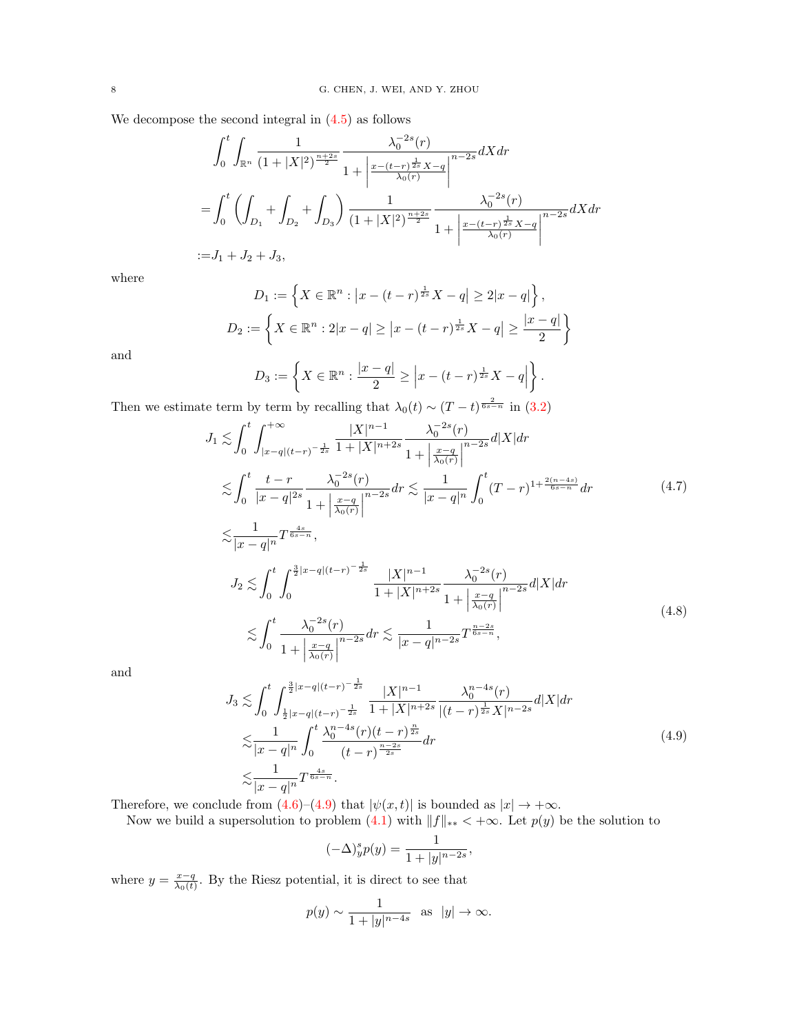We decompose the second integral in (4.5) as follows

$$
\begin{aligned}
&\int_0^t \int_{\mathbb{R}^n} \frac{1}{(1+|X|^2)^{\frac{n+2s}{2}}} \frac{\lambda_0^{-2s}(r)}{1+\left|\frac{x-(t-r)^{\frac{1}{2s}}X-q}{\lambda_0(r)}\right|^{n-2s}} dX dr \\
=&\int_0^t \left(\int_{D_1}+\int_{D_2}+\int_{D_3}\right) \frac{1}{(1+|X|^2)^{\frac{n+2s}{2}}} \frac{\lambda_0^{-2s}(r)}{1+\left|\frac{x-(t-r)^{\frac{1}{2s}}X-q}{\lambda_0(r)}\right|^{n-2s}} dX dr \\
:=&J_1+J_2+J_3,
\end{aligned}
$$

where

$$
D_1 := \left\{ X \in \mathbb{R}^n : \left|x-(t-r)^{\frac{1}{2s}}X-q\right| \geq 2|x-q| \right\},
$$

$$
D_2 := \left\{ X \in \mathbb{R}^n : 2|x-q| \geq \left|x-(t-r)^{\frac{1}{2s}}X-q\right| \geq \frac{|x-q|}{2} \right\}
$$

and

$$
D_3 := \left\{ X \in \mathbb{R}^n : \frac{|x-q|}{2} \geq \left|x-(t-r)^{\frac{1}{2s}}X-q\right| \right\}.
$$

Then we estimate term by term by recalling that $\lambda_0(t) \sim (T-t)^{\frac{2}{6s-n}}$ in (3.2)

$$
\begin{aligned}
J_1 \lesssim &\int_0^t \int_{|x-q|(t-r)^{-\frac{1}{2s}}}^{+\infty} \frac{|X|^{n-1}}{1+|X|^{n+2s}} \frac{\lambda_0^{-2s}(r)}{1+\left|\frac{x-q}{\lambda_0(r)}\right|^{n-2s}} d|X| dr \\
\lesssim &\int_0^t \frac{t-r}{|x-q|^{2s}} \frac{\lambda_0^{-2s}(r)}{1+\left|\frac{x-q}{\lambda_0(r)}\right|^{n-2s}} dr \lesssim \frac{1}{|x-q|^n} \int_0^t (T-r)^{1+\frac{2(n-4s)}{6s-n}} dr \\
\lesssim &\frac{1}{|x-q|^n} T^{\frac{4s}{6s-n}},
\end{aligned}
\tag{4.7}
$$

$$
\begin{aligned}
J_2 \lesssim &\int_0^t \int_0^{\frac{3}{2}|x-q|(t-r)^{-\frac{1}{2s}}} \frac{|X|^{n-1}}{1+|X|^{n+2s}} \frac{\lambda_0^{-2s}(r)}{1+\left|\frac{x-q}{\lambda_0(r)}\right|^{n-2s}} d|X| dr \\
\lesssim &\int_0^t \frac{\lambda_0^{-2s}(r)}{1+\left|\frac{x-q}{\lambda_0(r)}\right|^{n-2s}} dr \lesssim \frac{1}{|x-q|^{n-2s}} T^{\frac{n-2s}{6s-n}},
\end{aligned}
\tag{4.8}
$$

and

$$
\begin{aligned}
J_3 \lesssim &\int_0^t \int_{\frac{1}{2}|x-q|(t-r)^{-\frac{1}{2s}}}^{\frac{3}{2}|x-q|(t-r)^{-\frac{1}{2s}}} \frac{|X|^{n-1}}{1+|X|^{n+2s}} \frac{\lambda_0^{n-4s}(r)}{|(t-r)^{\frac{1}{2s}}X|^{n-2s}} d|X| dr \\
\lesssim &\frac{1}{|x-q|^n} \int_0^t \frac{\lambda_0^{n-4s}(r)(t-r)^{\frac{n}{2s}}}{(t-r)^{\frac{n-2s}{2s}}} dr \\
\lesssim &\frac{1}{|x-q|^n} T^{\frac{4s}{6s-n}}.
\end{aligned}
\tag{4.9}
$$

Therefore, we conclude from (4.6)–(4.9) that $|\psi(x,t)|$ is bounded as $|x| \to +\infty$.

Now we build a supersolution to problem (4.1) with $\|f\|_{**} < +\infty$. Let $p(y)$ be the solution to

$$
(-\Delta)_y^s p(y) = \frac{1}{1+|y|^{n-2s}},
$$

where $y = \frac{x-q}{\lambda_0(t)}$. By the Riesz potential, it is direct to see that

$$
p(y) \sim \frac{1}{1+|y|^{n-4s}} \quad \text{as} \quad |y| \to \infty.
$$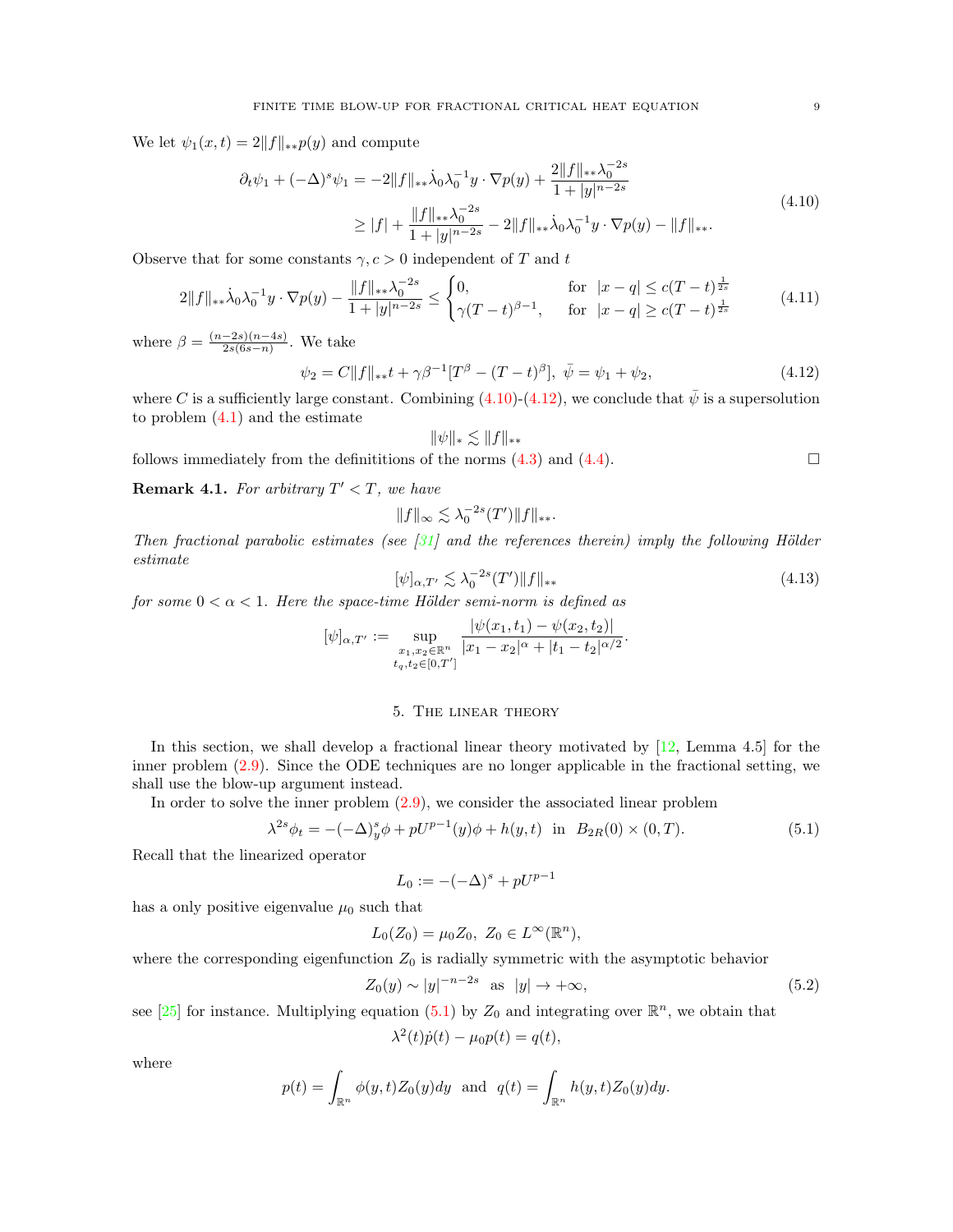We let $\psi_1(x,t) = 2\|f\|_{**}p(y)$ and compute

$$
\begin{aligned}
\partial_t \psi_1 + (-\Delta)^s \psi_1 &= -2\|f\|_{**}\dot{\lambda}_0 \lambda_0^{-1} y \cdot \nabla p(y) + \frac{2\|f\|_{**}\lambda_0^{-2s}}{1+|y|^{n-2s}} \\
&\geq |f| + \frac{\|f\|_{**}\lambda_0^{-2s}}{1+|y|^{n-2s}} - 2\|f\|_{**}\dot{\lambda}_0\lambda_0^{-1} y \cdot \nabla p(y) - \|f\|_{**}.
\end{aligned}
\tag{4.10}
$$

Observe that for some constants $\gamma, c > 0$ independent of $T$ and $t$

$$
2\|f\|_{**}\dot{\lambda}_0\lambda_0^{-1} y \cdot \nabla p(y) - \frac{\|f\|_{**}\lambda_0^{-2s}}{1+|y|^{n-2s}} \leq \begin{cases} 0, & \text{for } |x-q| \leq c(T-t)^{\frac{1}{2s}} \\ \gamma (T-t)^{\beta-1}, & \text{for } |x-q| \geq c(T-t)^{\frac{1}{2s}} \end{cases}
\tag{4.11}
$$

where $\beta = \frac{(n-2s)(n-4s)}{2s(6s-n)}$. We take

$$
\psi_2 = C\|f\|_{**}t + \gamma\beta^{-1}[T^\beta - (T-t)^\beta], \ \bar{\psi} = \psi_1 + \psi_2,
\tag{4.12}
$$

where $C$ is a sufficiently large constant. Combining (4.10)-(4.12), we conclude that $\bar{\psi}$ is a supersolution to problem (4.1) and the estimate

$$
\|\psi\|_* \lesssim \|f\|_{**}
$$

follows immediately from the definititions of the norms (4.3) and (4.4). □

**Remark 4.1.** *For arbitrary $T' < T$, we have*

$$
\|f\|_\infty \lesssim \lambda_0^{-2s}(T')\|f\|_{**}.
$$

*Then fractional parabolic estimates (see [31] and the references therein) imply the following Hölder estimate*

$$
[\psi]_{\alpha,T'} \lesssim \lambda_0^{-2s}(T')\|f\|_{**}
\tag{4.13}
$$

*for some $0 < \alpha < 1$. Here the space-time Hölder semi-norm is defined as*

$$
[\psi]_{\alpha,T'} := \sup_{\substack{x_1,x_2\in\mathbb{R}^n \\ t_q,t_2\in[0,T']}} \frac{|\psi(x_1,t_1) - \psi(x_2,t_2)|}{|x_1-x_2|^\alpha + |t_1-t_2|^{\alpha/2}}.
$$

## 5. The linear theory

In this section, we shall develop a fractional linear theory motivated by [12, Lemma 4.5] for the inner problem (2.9). Since the ODE techniques are no longer applicable in the fractional setting, we shall use the blow-up argument instead.

In order to solve the inner problem (2.9), we consider the associated linear problem

$$
\lambda^{2s}\phi_t = -(-\Delta)_y^s \phi + pU^{p-1}(y)\phi + h(y,t) \ \text{ in } \ B_{2R}(0) \times (0,T).
\tag{5.1}
$$

Recall that the linearized operator

$$
L_0 := -(-\Delta)^s + pU^{p-1}
$$

has a only positive eigenvalue $\mu_0$ such that

$$
L_0(Z_0) = \mu_0 Z_0, \ Z_0 \in L^\infty(\mathbb{R}^n),
$$

where the corresponding eigenfunction $Z_0$ is radially symmetric with the asymptotic behavior

$$
Z_0(y) \sim |y|^{-n-2s} \ \text{ as } \ |y| \to +\infty,
\tag{5.2}
$$

see [25] for instance. Multiplying equation (5.1) by $Z_0$ and integrating over $\mathbb{R}^n$, we obtain that

$$
\lambda^2(t)\dot{p}(t) - \mu_0 p(t) = q(t),
$$

where

$$
p(t) = \int_{\mathbb{R}^n} \phi(y,t) Z_0(y) dy \ \text{ and } \ q(t) = \int_{\mathbb{R}^n} h(y,t) Z_0(y) dy.
$$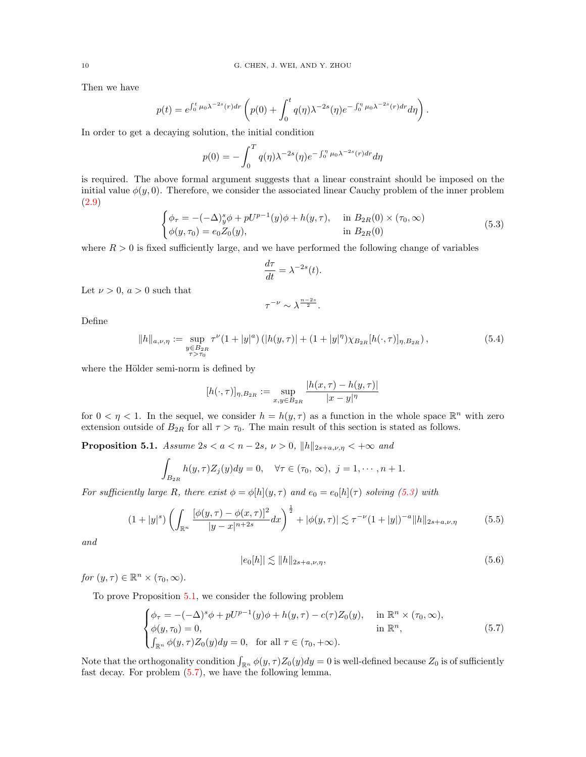Then we have

$$p(t) = e^{\int_0^t \mu_0 \lambda^{-2s}(r)dr} \left( p(0) + \int_0^t q(\eta)\lambda^{-2s}(\eta) e^{-\int_0^\eta \mu_0 \lambda^{-2s}(r)dr} d\eta \right).$$

In order to get a decaying solution, the initial condition

$$p(0) = -\int_0^T q(\eta)\lambda^{-2s}(\eta) e^{-\int_0^\eta \mu_0 \lambda^{-2s}(r)dr} d\eta$$

is required. The above formal argument suggests that a linear constraint should be imposed on the initial value $\phi(y, 0)$. Therefore, we consider the associated linear Cauchy problem of the inner problem (2.9)

$$\begin{cases} \phi_\tau = -(-\Delta)_y^s \phi + pU^{p-1}(y)\phi + h(y,\tau), & \text{in } B_{2R}(0) \times (\tau_0, \infty) \\ \phi(y, \tau_0) = e_0 Z_0(y), & \text{in } B_{2R}(0) \end{cases} \tag{5.3}$$

where $R > 0$ is fixed sufficiently large, and we have performed the following change of variables

$$\frac{d\tau}{dt} = \lambda^{-2s}(t).$$

Let $\nu > 0$, $a > 0$ such that

$$\tau^{-\nu} \sim \lambda^{\frac{n-2s}{2}}.$$

Define

$$\|h\|_{a,\nu,\eta} := \sup_{\substack{y \in B_{2R} \\ \tau > \tau_0}} \tau^\nu (1 + |y|^a) \left( |h(y,\tau)| + (1 + |y|^\eta) \chi_{B_{2R}} [h(\cdot, \tau)]_{\eta, B_{2R}} \right), \tag{5.4}$$

where the Hölder semi-norm is defined by

$$[h(\cdot,\tau)]_{\eta, B_{2R}} := \sup_{x,y \in B_{2R}} \frac{|h(x,\tau) - h(y,\tau)|}{|x-y|^\eta}$$

for $0 < \eta < 1$. In the sequel, we consider $h = h(y,\tau)$ as a function in the whole space $\mathbb{R}^n$ with zero extension outside of $B_{2R}$ for all $\tau > \tau_0$. The main result of this section is stated as follows.

**Proposition 5.1.** *Assume $2s < a < n - 2s$, $\nu > 0$, $\|h\|_{2s+a,\nu,\eta} < +\infty$ and*

$$\int_{B_{2R}} h(y,\tau) Z_j(y) dy = 0, \quad \forall \tau \in (\tau_0, \infty), \ j = 1, \cdots, n+1.$$

*For sufficiently large $R$, there exist $\phi = \phi[h](y,\tau)$ and $e_0 = e_0[h](\tau)$ solving (5.3) with*

$$(1 + |y|^s) \left( \int_{\mathbb{R}^n} \frac{[\phi(y,\tau) - \phi(x,\tau)]^2}{|y-x|^{n+2s}} dx \right)^{\frac{1}{2}} + |\phi(y,\tau)| \lesssim \tau^{-\nu} (1 + |y|)^{-a} \|h\|_{2s+a,\nu,\eta} \tag{5.5}$$

*and*

$$|e_0[h]| \lesssim \|h\|_{2s+a,\nu,\eta}, \tag{5.6}$$

*for $(y,\tau) \in \mathbb{R}^n \times (\tau_0, \infty)$.*

To prove Proposition 5.1, we consider the following problem

$$\begin{cases} \phi_\tau = -(-\Delta)^s \phi + pU^{p-1}(y)\phi + h(y,\tau) - c(\tau) Z_0(y), & \text{in } \mathbb{R}^n \times (\tau_0, \infty), \\ \phi(y, \tau_0) = 0, & \text{in } \mathbb{R}^n, \\ \int_{\mathbb{R}^n} \phi(y,\tau) Z_0(y) dy = 0, \quad \text{for all } \tau \in (\tau_0, +\infty). \end{cases} \tag{5.7}$$

Note that the orthogonality condition $\int_{\mathbb{R}^n} \phi(y,\tau) Z_0(y) dy = 0$ is well-defined because $Z_0$ is of sufficiently fast decay. For problem (5.7), we have the following lemma.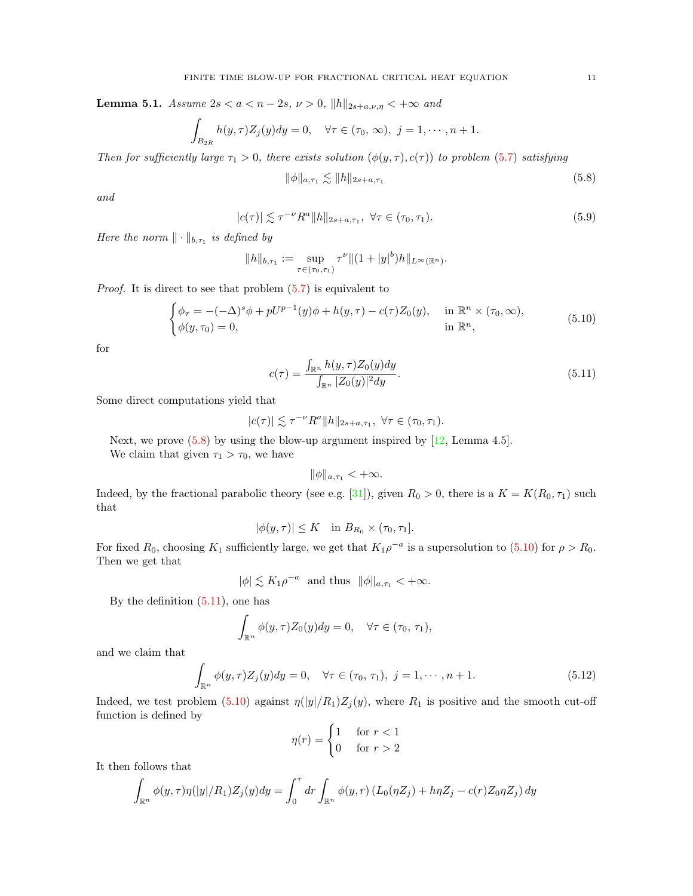**Lemma 5.1.** *Assume $2s < a < n-2s$, $\nu > 0$, $\|h\|_{2s+a,\nu,\eta} < +\infty$ and*

$$\int_{B_{2R}} h(y,\tau) Z_j(y) dy = 0, \quad \forall \tau \in (\tau_0, \infty),\ j = 1, \cdots, n+1.$$

*Then for sufficiently large $\tau_1 > 0$, there exists solution $(\phi(y,\tau), c(\tau))$ to problem (5.7) satisfying*

$$\|\phi\|_{a,\tau_1} \lesssim \|h\|_{2s+a,\tau_1} \tag{5.8}$$

*and*

$$|c(\tau)| \lesssim \tau^{-\nu} R^a \|h\|_{2s+a,\tau_1},\ \forall \tau \in (\tau_0, \tau_1). \tag{5.9}$$

*Here the norm $\|\cdot\|_{b,\tau_1}$ is defined by*

$$\|h\|_{b,\tau_1} := \sup_{\tau \in (\tau_0,\tau_1)} \tau^\nu \|(1+|y|^b) h\|_{L^\infty(\mathbb{R}^n)}.$$

*Proof.* It is direct to see that problem (5.7) is equivalent to

$$\begin{cases} \phi_\tau = -(-\Delta)^s \phi + pU^{p-1}(y)\phi + h(y,\tau) - c(\tau) Z_0(y), & \text{in } \mathbb{R}^n \times (\tau_0, \infty), \\ \phi(y,\tau_0) = 0, & \text{in } \mathbb{R}^n, \end{cases} \tag{5.10}$$

for

$$c(\tau) = \frac{\int_{\mathbb{R}^n} h(y,\tau) Z_0(y) dy}{\int_{\mathbb{R}^n} |Z_0(y)|^2 dy}. \tag{5.11}$$

Some direct computations yield that

$$|c(\tau)| \lesssim \tau^{-\nu} R^a \|h\|_{2s+a,\tau_1},\ \forall \tau \in (\tau_0, \tau_1).$$

Next, we prove (5.8) by using the blow-up argument inspired by [12, Lemma 4.5].

We claim that given $\tau_1 > \tau_0$, we have

$$\|\phi\|_{a,\tau_1} < +\infty.$$

Indeed, by the fractional parabolic theory (see e.g. [31]), given $R_0 > 0$, there is a $K = K(R_0, \tau_1)$ such that

$$|\phi(y,\tau)| \le K \quad \text{in } B_{R_0} \times (\tau_0, \tau_1].$$

For fixed $R_0$, choosing $K_1$ sufficiently large, we get that $K_1 \rho^{-a}$ is a supersolution to (5.10) for $\rho > R_0$. Then we get that

$$|\phi| \lesssim K_1 \rho^{-a} \ \text{ and thus } \ \|\phi\|_{a,\tau_1} < +\infty.$$

By the definition (5.11), one has

$$\int_{\mathbb{R}^n} \phi(y,\tau) Z_0(y) dy = 0, \quad \forall \tau \in (\tau_0,\ \tau_1),$$

and we claim that

$$\int_{\mathbb{R}^n} \phi(y,\tau) Z_j(y) dy = 0, \quad \forall \tau \in (\tau_0,\ \tau_1),\ j = 1, \cdots, n+1. \tag{5.12}$$

Indeed, we test problem (5.10) against $\eta(|y|/R_1) Z_j(y)$, where $R_1$ is positive and the smooth cut-off function is defined by

$$\eta(r) = \begin{cases} 1 & \text{for } r < 1 \\ 0 & \text{for } r > 2 \end{cases}$$

It then follows that

$$\int_{\mathbb{R}^n} \phi(y,\tau) \eta(|y|/R_1) Z_j(y) dy = \int_0^\tau dr \int_{\mathbb{R}^n} \phi(y,r) \left( L_0(\eta Z_j) + h\eta Z_j - c(r) Z_0 \eta Z_j \right) dy$$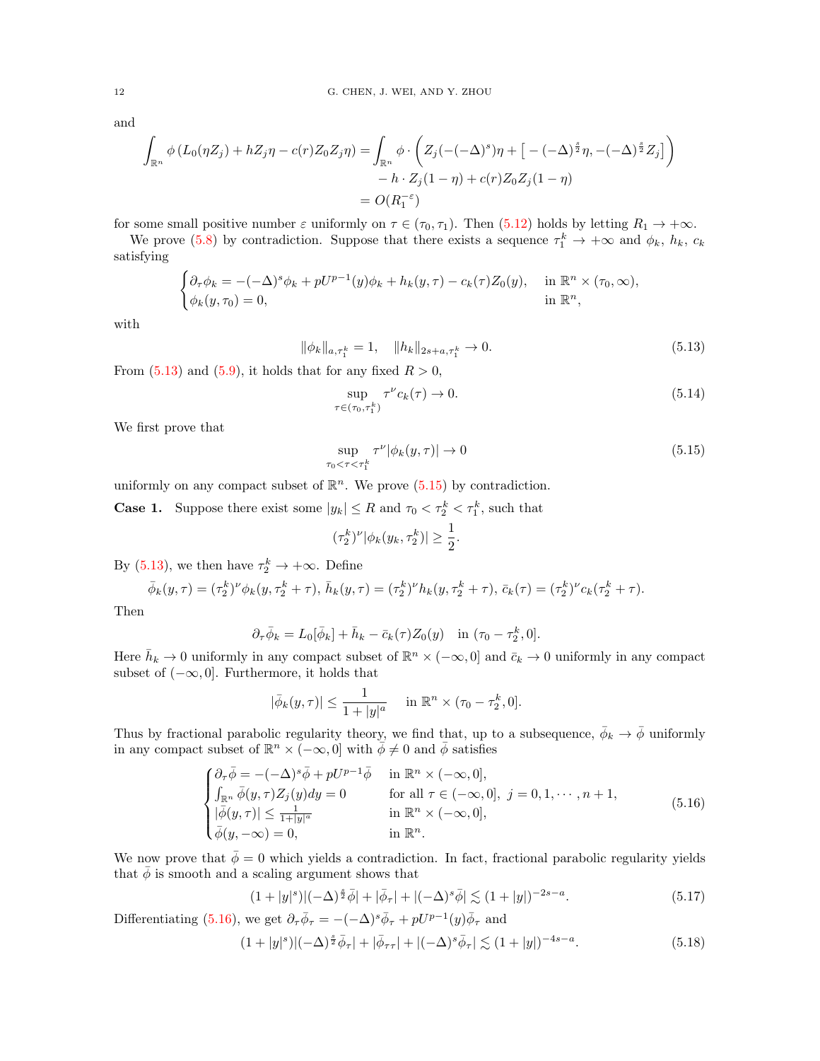and

$$
\begin{aligned}
\int_{\mathbb{R}^n} \phi \left( L_0(\eta Z_j) + hZ_j\eta - c(r)Z_0 Z_j \eta \right) &= \int_{\mathbb{R}^n} \phi \cdot \left( Z_j(-(-\Delta)^s)\eta + \left[ -(-\Delta)^{\frac{s}{2}}\eta, -(-\Delta)^{\frac{s}{2}} Z_j \right] \right) \\
&\quad - h \cdot Z_j(1-\eta) + c(r) Z_0 Z_j (1-\eta) \\
&= O(R_1^{-\varepsilon})
\end{aligned}
$$

for some small positive number $\varepsilon$ uniformly on $\tau \in (\tau_0, \tau_1)$. Then (5.12) holds by letting $R_1 \to +\infty$.

We prove (5.8) by contradiction. Suppose that there exists a sequence $\tau_1^k \to +\infty$ and $\phi_k$, $h_k$, $c_k$ satisfying

$$
\begin{cases}
\partial_\tau \phi_k = -(-\Delta)^s \phi_k + pU^{p-1}(y)\phi_k + h_k(y,\tau) - c_k(\tau) Z_0(y), & \text{in } \mathbb{R}^n \times (\tau_0, \infty), \\
\phi_k(y, \tau_0) = 0, & \text{in } \mathbb{R}^n,
\end{cases}
$$

with

$$
\|\phi_k\|_{a,\tau_1^k} = 1, \quad \|h_k\|_{2s+a,\tau_1^k} \to 0. \tag{5.13}
$$

From (5.13) and (5.9), it holds that for any fixed $R > 0$,

$$
\sup_{\tau \in (\tau_0, \tau_1^k)} \tau^\nu c_k(\tau) \to 0. \tag{5.14}
$$

We first prove that

$$
\sup_{\tau_0 < \tau < \tau_1^k} \tau^\nu |\phi_k(y,\tau)| \to 0 \tag{5.15}
$$

uniformly on any compact subset of $\mathbb{R}^n$. We prove (5.15) by contradiction.

**Case 1.** Suppose there exist some $|y_k| \le R$ and $\tau_0 < \tau_2^k < \tau_1^k$, such that

$$
(\tau_2^k)^\nu |\phi_k(y_k, \tau_2^k)| \ge \frac{1}{2}.
$$

By (5.13), we then have $\tau_2^k \to +\infty$. Define

$$
\bar{\phi}_k(y,\tau) = (\tau_2^k)^\nu \phi_k(y, \tau_2^k + \tau),\ \bar{h}_k(y,\tau) = (\tau_2^k)^\nu h_k(y, \tau_2^k + \tau),\ \bar{c}_k(\tau) = (\tau_2^k)^\nu c_k(\tau_2^k + \tau).
$$

Then

$$
\partial_\tau \bar{\phi}_k = L_0[\bar{\phi}_k] + \bar{h}_k - \bar{c}_k(\tau) Z_0(y) \quad \text{in } (\tau_0 - \tau_2^k, 0].
$$

Here $\bar{h}_k \to 0$ uniformly in any compact subset of $\mathbb{R}^n \times (-\infty, 0]$ and $\bar{c}_k \to 0$ uniformly in any compact subset of $(-\infty, 0]$. Furthermore, it holds that

$$
|\bar{\phi}_k(y,\tau)| \le \frac{1}{1+|y|^a} \quad \text{in } \mathbb{R}^n \times (\tau_0 - \tau_2^k, 0].
$$

Thus by fractional parabolic regularity theory, we find that, up to a subsequence, $\bar{\phi}_k \to \bar{\phi}$ uniformly in any compact subset of $\mathbb{R}^n \times (-\infty, 0]$ with $\bar{\phi} \ne 0$ and $\bar{\phi}$ satisfies

$$
\begin{cases}
\partial_\tau \bar{\phi} = -(-\Delta)^s \bar{\phi} + pU^{p-1}\bar{\phi} & \text{in } \mathbb{R}^n \times (-\infty, 0], \\
\int_{\mathbb{R}^n} \bar{\phi}(y,\tau) Z_j(y) dy = 0 & \text{for all } \tau \in (-\infty, 0],\ j = 0, 1, \cdots, n+1, \\
|\bar{\phi}(y,\tau)| \le \frac{1}{1+|y|^a} & \text{in } \mathbb{R}^n \times (-\infty, 0], \\
\bar{\phi}(y, -\infty) = 0, & \text{in } \mathbb{R}^n.
\end{cases} \tag{5.16}
$$

We now prove that $\bar{\phi} = 0$ which yields a contradiction. In fact, fractional parabolic regularity yields that $\bar{\phi}$ is smooth and a scaling argument shows that

$$
(1+|y|^s)|(-\Delta)^{\frac{s}{2}}\bar{\phi}| + |\bar{\phi}_\tau| + |(-\Delta)^s \bar{\phi}| \lesssim (1+|y|)^{-2s-a}. \tag{5.17}
$$

Differentiating (5.16), we get $\partial_\tau \bar{\phi}_\tau = -(-\Delta)^s \bar{\phi}_\tau + pU^{p-1}(y)\bar{\phi}_\tau$ and

$$
(1+|y|^s)|(-\Delta)^{\frac{s}{2}}\bar{\phi}_\tau| + |\bar{\phi}_{\tau\tau}| + |(-\Delta)^s \bar{\phi}_\tau| \lesssim (1+|y|)^{-4s-a}. \tag{5.18}
$$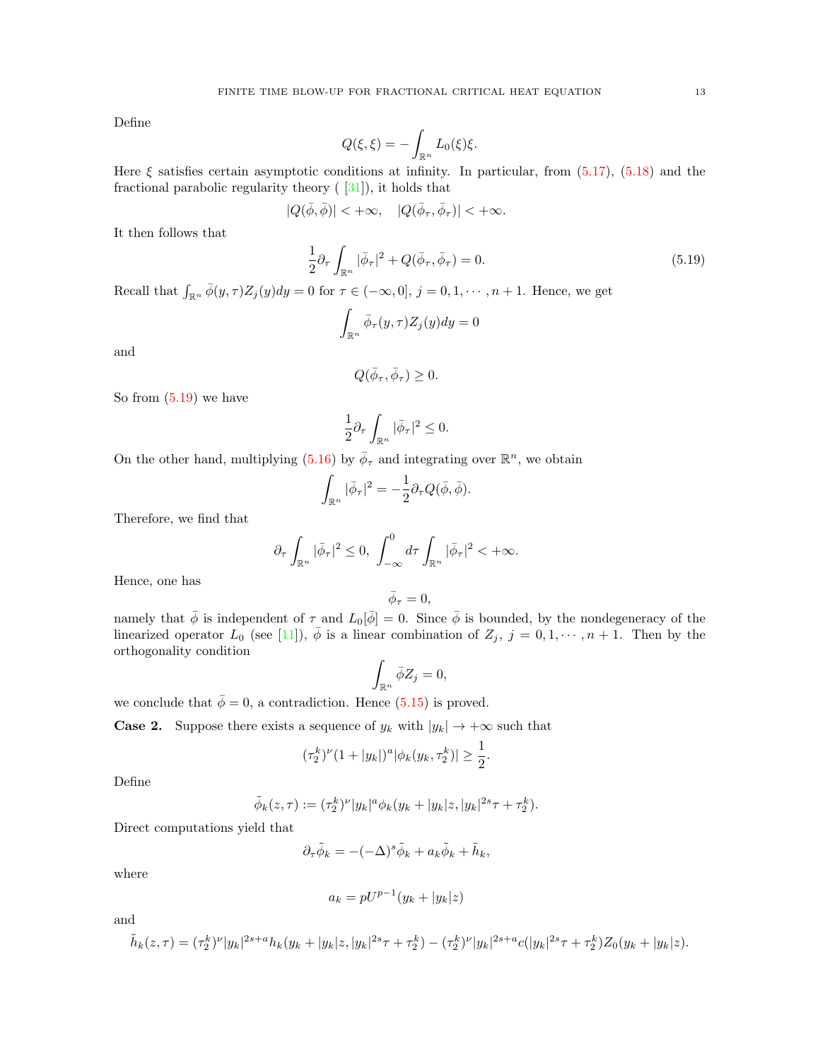Define

$$
Q(\xi,\xi) = -\int_{\mathbb{R}^n} L_0(\xi)\xi.
$$

Here $\xi$ satisfies certain asymptotic conditions at infinity. In particular, from (5.17), (5.18) and the fractional parabolic regularity theory ( [31]), it holds that

$$
|Q(\bar\phi,\bar\phi)| < +\infty, \quad |Q(\bar\phi_\tau,\bar\phi_\tau)| < +\infty.
$$

It then follows that

$$
\frac{1}{2}\partial_\tau \int_{\mathbb{R}^n} |\bar\phi_\tau|^2 + Q(\bar\phi_\tau,\bar\phi_\tau) = 0. \tag{5.19}
$$

Recall that $\int_{\mathbb{R}^n} \bar\phi(y,\tau) Z_j(y)dy = 0$ for $\tau \in (-\infty, 0]$, $j = 0, 1, \cdots, n+1$. Hence, we get

$$
\int_{\mathbb{R}^n} \bar\phi_\tau(y,\tau) Z_j(y)dy = 0
$$

and

$$
Q(\bar\phi_\tau,\bar\phi_\tau) \geq 0.
$$

So from (5.19) we have

$$
\frac{1}{2}\partial_\tau \int_{\mathbb{R}^n} |\bar\phi_\tau|^2 \leq 0.
$$

On the other hand, multiplying (5.16) by $\bar\phi_\tau$ and integrating over $\mathbb{R}^n$, we obtain

$$
\int_{\mathbb{R}^n} |\bar\phi_\tau|^2 = -\frac{1}{2}\partial_\tau Q(\bar\phi,\bar\phi).
$$

Therefore, we find that

$$
\partial_\tau \int_{\mathbb{R}^n} |\bar\phi_\tau|^2 \leq 0, \ \int_{-\infty}^0 d\tau \int_{\mathbb{R}^n} |\bar\phi_\tau|^2 < +\infty.
$$

Hence, one has

$$
\bar\phi_\tau = 0,
$$

namely that $\bar\phi$ is independent of $\tau$ and $L_0[\bar\phi] = 0$. Since $\bar\phi$ is bounded, by the nondegeneracy of the linearized operator $L_0$ (see [11]), $\bar\phi$ is a linear combination of $Z_j$, $j = 0, 1, \cdots, n+1$. Then by the orthogonality condition

$$
\int_{\mathbb{R}^n} \bar\phi Z_j = 0,
$$

we conclude that $\bar\phi = 0$, a contradiction. Hence (5.15) is proved.

**Case 2.** Suppose there exists a sequence of $y_k$ with $|y_k| \to +\infty$ such that

$$
(\tau_2^k)^\nu (1+|y_k|)^a |\phi_k(y_k,\tau_2^k)| \geq \frac{1}{2}.
$$

Define

$$
\tilde\phi_k(z,\tau) := (\tau_2^k)^\nu |y_k|^a \phi_k(y_k + |y_k|z, |y_k|^{2s}\tau + \tau_2^k).
$$

Direct computations yield that

$$
\partial_\tau \tilde\phi_k = -(-\Delta)^s \tilde\phi_k + a_k \tilde\phi_k + \tilde h_k,
$$

where

$$
a_k = pU^{p-1}(y_k + |y_k|z)
$$

and

$$
\tilde h_k(z,\tau) = (\tau_2^k)^\nu |y_k|^{2s+a} h_k(y_k + |y_k|z, |y_k|^{2s}\tau + \tau_2^k) - (\tau_2^k)^\nu |y_k|^{2s+a} c(|y_k|^{2s}\tau + \tau_2^k) Z_0(y_k + |y_k|z).
$$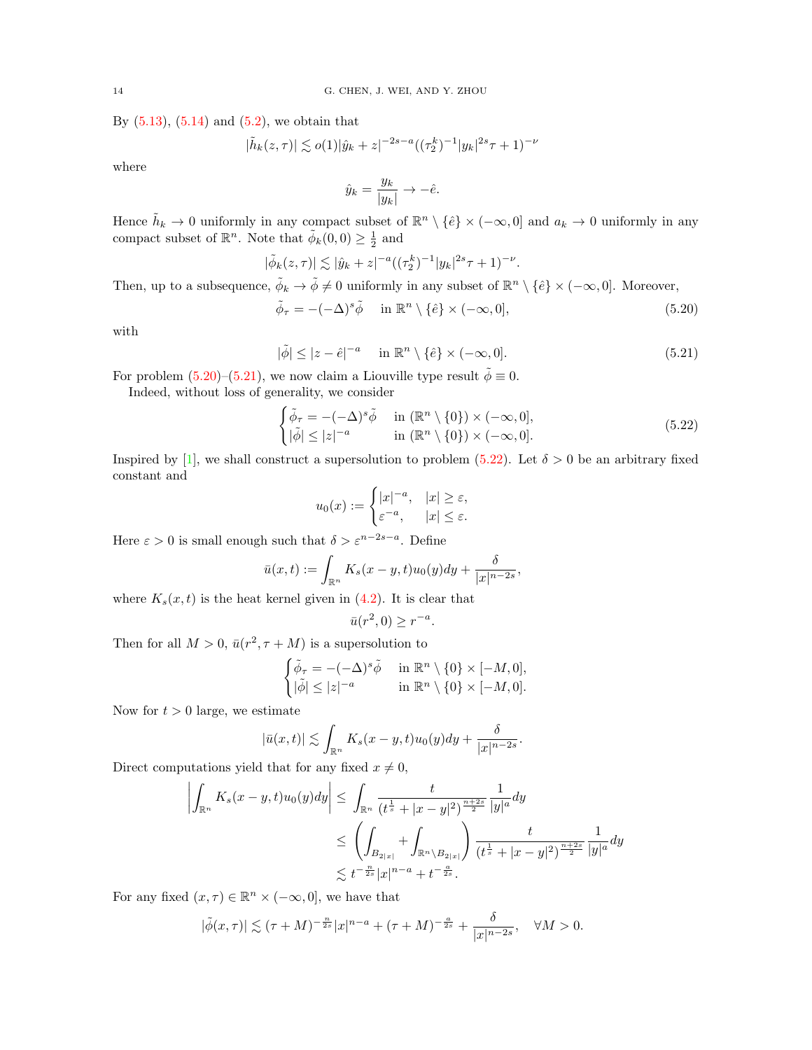By (5.13), (5.14) and (5.2), we obtain that

$$|\tilde{h}_k(z,\tau)| \lesssim o(1)|\hat{y}_k + z|^{-2s-a}((\tau_2^k)^{-1}|y_k|^{2s}\tau + 1)^{-\nu}$$

where

$$\hat{y}_k = \frac{y_k}{|y_k|} \to -\hat{e}.$$

Hence $\tilde{h}_k \to 0$ uniformly in any compact subset of $\mathbb{R}^n \setminus \{\hat{e}\} \times (-\infty, 0]$ and $a_k \to 0$ uniformly in any compact subset of $\mathbb{R}^n$. Note that $\tilde{\phi}_k(0,0) \geq \frac{1}{2}$ and

$$|\tilde{\phi}_k(z,\tau)| \lesssim |\hat{y}_k + z|^{-a}((\tau_2^k)^{-1}|y_k|^{2s}\tau + 1)^{-\nu}.$$

Then, up to a subsequence, $\tilde{\phi}_k \to \tilde{\phi} \neq 0$ uniformly in any subset of $\mathbb{R}^n \setminus \{\hat{e}\} \times (-\infty, 0]$. Moreover,

$$\tilde{\phi}_\tau = -(-\Delta)^s \tilde{\phi} \quad \text{in } \mathbb{R}^n \setminus \{\hat{e}\} \times (-\infty, 0], \tag{5.20}$$

with

$$|\tilde{\phi}| \leq |z - \hat{e}|^{-a} \quad \text{in } \mathbb{R}^n \setminus \{\hat{e}\} \times (-\infty, 0]. \tag{5.21}$$

For problem (5.20)–(5.21), we now claim a Liouville type result $\tilde{\phi} \equiv 0$.

Indeed, without loss of generality, we consider

$$\begin{cases} \tilde{\phi}_\tau = -(-\Delta)^s \tilde{\phi} & \text{in } (\mathbb{R}^n \setminus \{0\}) \times (-\infty, 0], \\ |\tilde{\phi}| \leq |z|^{-a} & \text{in } (\mathbb{R}^n \setminus \{0\}) \times (-\infty, 0]. \end{cases} \tag{5.22}$$

Inspired by [1], we shall construct a supersolution to problem (5.22). Let $\delta > 0$ be an arbitrary fixed constant and

$$u_0(x) := \begin{cases} |x|^{-a}, & |x| \geq \varepsilon, \\ \varepsilon^{-a}, & |x| \leq \varepsilon. \end{cases}$$

Here $\varepsilon > 0$ is small enough such that $\delta > \varepsilon^{n-2s-a}$. Define

$$\bar{u}(x,t) := \int_{\mathbb{R}^n} K_s(x-y,t)u_0(y)dy + \frac{\delta}{|x|^{n-2s}},$$

where $K_s(x,t)$ is the heat kernel given in (4.2). It is clear that

$$\bar{u}(r^2, 0) \geq r^{-a}.$$

Then for all $M > 0$, $\bar{u}(r^2, \tau + M)$ is a supersolution to

$$\begin{cases} \tilde{\phi}_\tau = -(-\Delta)^s \tilde{\phi} & \text{in } \mathbb{R}^n \setminus \{0\} \times [-M, 0], \\ |\tilde{\phi}| \leq |z|^{-a} & \text{in } \mathbb{R}^n \setminus \{0\} \times [-M, 0]. \end{cases}$$

Now for $t > 0$ large, we estimate

$$|\bar{u}(x,t)| \lesssim \int_{\mathbb{R}^n} K_s(x-y,t)u_0(y)dy + \frac{\delta}{|x|^{n-2s}}.$$

Direct computations yield that for any fixed $x \neq 0$,

$$\begin{aligned} \left|\int_{\mathbb{R}^n} K_s(x-y,t)u_0(y)dy\right| &\leq \int_{\mathbb{R}^n} \frac{t}{(t^{\frac{1}{s}} + |x-y|^2)^{\frac{n+2s}{2}}} \frac{1}{|y|^a} dy \\ &\leq \left(\int_{B_{2|x|}} + \int_{\mathbb{R}^n \setminus B_{2|x|}}\right) \frac{t}{(t^{\frac{1}{s}} + |x-y|^2)^{\frac{n+2s}{2}}} \frac{1}{|y|^a} dy \\ &\lesssim t^{-\frac{n}{2s}}|x|^{n-a} + t^{-\frac{a}{2s}}. \end{aligned}$$

For any fixed $(x,\tau) \in \mathbb{R}^n \times (-\infty, 0]$, we have that

$$|\tilde{\phi}(x,\tau)| \lesssim (\tau + M)^{-\frac{n}{2s}}|x|^{n-a} + (\tau + M)^{-\frac{a}{2s}} + \frac{\delta}{|x|^{n-2s}}, \quad \forall M > 0.$$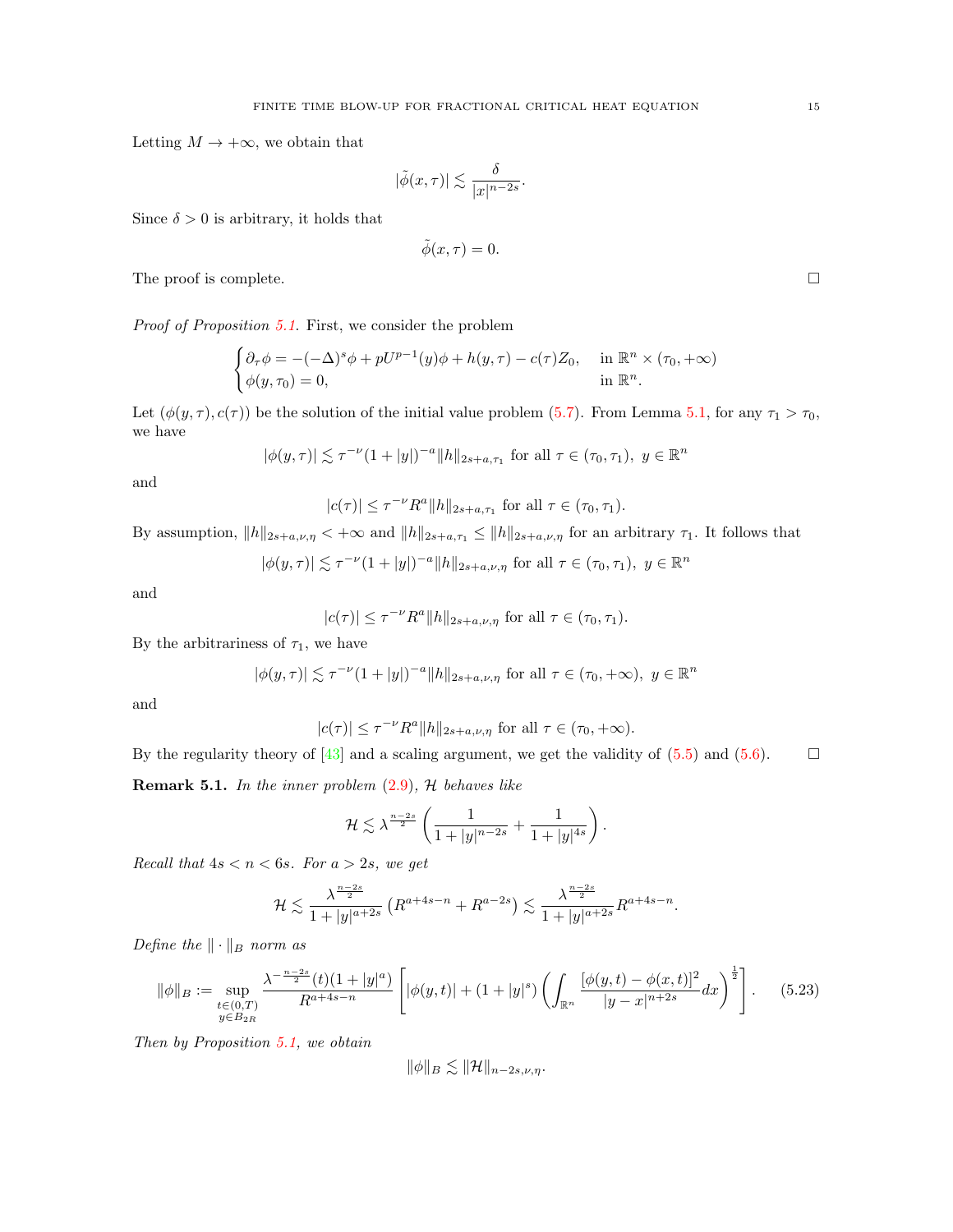Letting $M \to +\infty$, we obtain that

$$|\tilde{\phi}(x,\tau)| \lesssim \frac{\delta}{|x|^{n-2s}}.$$

Since $\delta > 0$ is arbitrary, it holds that

$$\tilde{\phi}(x,\tau) = 0.$$

The proof is complete. □

*Proof of Proposition 5.1.* First, we consider the problem

$$\begin{cases} \partial_\tau \phi = -(-\Delta)^s \phi + pU^{p-1}(y)\phi + h(y,\tau) - c(\tau)Z_0, & \text{in } \mathbb{R}^n \times (\tau_0, +\infty) \\ \phi(y,\tau_0) = 0, & \text{in } \mathbb{R}^n. \end{cases}$$

Let $(\phi(y,\tau), c(\tau))$ be the solution of the initial value problem (5.7). From Lemma 5.1, for any $\tau_1 > \tau_0$, we have

$$|\phi(y,\tau)| \lesssim \tau^{-\nu}(1+|y|)^{-a}\|h\|_{2s+a,\tau_1} \text{ for all } \tau \in (\tau_0,\tau_1),\ y \in \mathbb{R}^n$$

and

$$|c(\tau)| \leq \tau^{-\nu} R^a \|h\|_{2s+a,\tau_1} \text{ for all } \tau \in (\tau_0,\tau_1).$$

By assumption, $\|h\|_{2s+a,\nu,\eta} < +\infty$ and $\|h\|_{2s+a,\tau_1} \leq \|h\|_{2s+a,\nu,\eta}$ for an arbitrary $\tau_1$. It follows that

$$|\phi(y,\tau)| \lesssim \tau^{-\nu}(1+|y|)^{-a}\|h\|_{2s+a,\nu,\eta} \text{ for all } \tau \in (\tau_0,\tau_1),\ y \in \mathbb{R}^n$$

and

$$|c(\tau)| \leq \tau^{-\nu} R^a \|h\|_{2s+a,\nu,\eta} \text{ for all } \tau \in (\tau_0,\tau_1).$$

By the arbitrariness of $\tau_1$, we have

$$|\phi(y,\tau)| \lesssim \tau^{-\nu}(1+|y|)^{-a}\|h\|_{2s+a,\nu,\eta} \text{ for all } \tau \in (\tau_0,+\infty),\ y \in \mathbb{R}^n$$

and

$$|c(\tau)| \leq \tau^{-\nu} R^a \|h\|_{2s+a,\nu,\eta} \text{ for all } \tau \in (\tau_0,+\infty).$$

By the regularity theory of [43] and a scaling argument, we get the validity of (5.5) and (5.6). □

**Remark 5.1.** *In the inner problem (2.9), $\mathcal{H}$ behaves like*

$$\mathcal{H} \lesssim \lambda^{\frac{n-2s}{2}} \left( \frac{1}{1+|y|^{n-2s}} + \frac{1}{1+|y|^{4s}} \right).$$

*Recall that $4s < n < 6s$. For $a > 2s$, we get*

$$\mathcal{H} \lesssim \frac{\lambda^{\frac{n-2s}{2}}}{1+|y|^{a+2s}} \left( R^{a+4s-n} + R^{a-2s} \right) \lesssim \frac{\lambda^{\frac{n-2s}{2}}}{1+|y|^{a+2s}} R^{a+4s-n}.$$

*Define the $\|\cdot\|_B$ norm as*

$$\|\phi\|_B := \sup_{\substack{t\in(0,T)\\ y\in B_{2R}}} \frac{\lambda^{-\frac{n-2s}{2}}(t)(1+|y|^a)}{R^{a+4s-n}} \left[ |\phi(y,t)| + (1+|y|^s) \left( \int_{\mathbb{R}^n} \frac{[\phi(y,t)-\phi(x,t)]^2}{|y-x|^{n+2s}} dx \right)^{\frac{1}{2}} \right]. \tag{5.23}$$

*Then by Proposition 5.1, we obtain*

$$\|\phi\|_B \lesssim \|\mathcal{H}\|_{n-2s,\nu,\eta}.$$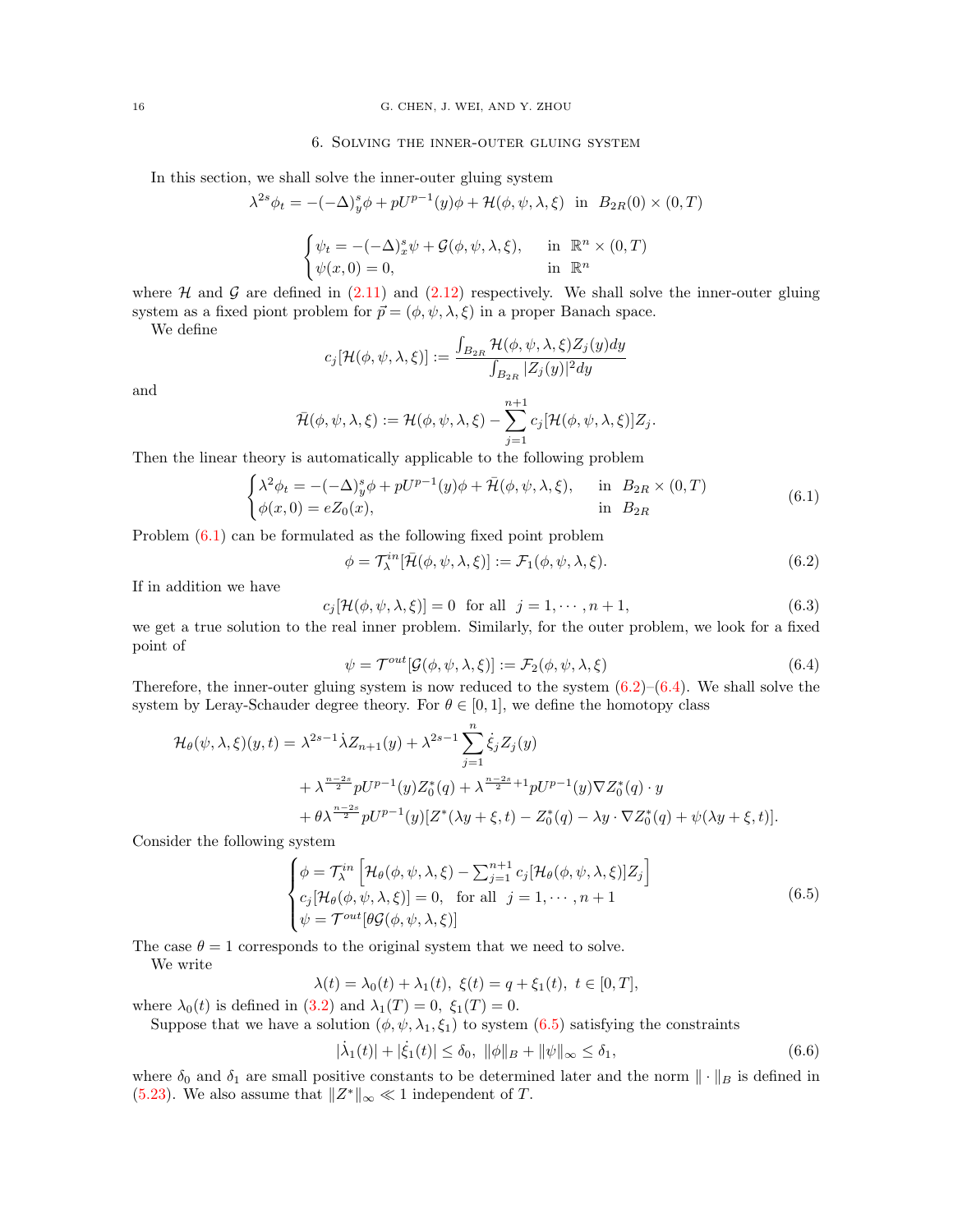## 6. Solving the inner-outer gluing system

In this section, we shall solve the inner-outer gluing system

$$\lambda^{2s}\phi_t = -(-\Delta)_y^s\phi + pU^{p-1}(y)\phi + \mathcal{H}(\phi,\psi,\lambda,\xi) \ \text{ in } \ B_{2R}(0)\times(0,T)$$

$$\begin{cases} \psi_t = -(-\Delta)_x^s\psi + \mathcal{G}(\phi,\psi,\lambda,\xi), & \text{in } \ \mathbb{R}^n\times(0,T)\\ \psi(x,0)=0, & \text{in } \ \mathbb{R}^n \end{cases}$$

where $\mathcal{H}$ and $\mathcal{G}$ are defined in (2.11) and (2.12) respectively. We shall solve the inner-outer gluing system as a fixed piont problem for $\vec{p}=(\phi,\psi,\lambda,\xi)$ in a proper Banach space.

We define

$$c_j[\mathcal{H}(\phi,\psi,\lambda,\xi)] := \frac{\int_{B_{2R}}\mathcal{H}(\phi,\psi,\lambda,\xi)Z_j(y)dy}{\int_{B_{2R}}|Z_j(y)|^2dy}$$

and

$$\bar{\mathcal{H}}(\phi,\psi,\lambda,\xi) := \mathcal{H}(\phi,\psi,\lambda,\xi) - \sum_{j=1}^{n+1}c_j[\mathcal{H}(\phi,\psi,\lambda,\xi)]Z_j.$$

Then the linear theory is automatically applicable to the following problem

$$\begin{cases} \lambda^2\phi_t = -(-\Delta)_y^s\phi + pU^{p-1}(y)\phi + \bar{\mathcal{H}}(\phi,\psi,\lambda,\xi), & \text{in } \ B_{2R}\times(0,T)\\ \phi(x,0) = eZ_0(x), & \text{in } \ B_{2R} \end{cases} \tag{6.1}$$

Problem (6.1) can be formulated as the following fixed point problem

$$\phi = \mathcal{T}_\lambda^{in}[\bar{\mathcal{H}}(\phi,\psi,\lambda,\xi)] := \mathcal{F}_1(\phi,\psi,\lambda,\xi). \tag{6.2}$$

If in addition we have

$$c_j[\mathcal{H}(\phi,\psi,\lambda,\xi)] = 0 \ \text{ for all } \ j=1,\cdots,n+1, \tag{6.3}$$

we get a true solution to the real inner problem. Similarly, for the outer problem, we look for a fixed point of

$$\psi = \mathcal{T}^{out}[\mathcal{G}(\phi,\psi,\lambda,\xi)] := \mathcal{F}_2(\phi,\psi,\lambda,\xi) \tag{6.4}$$

Therefore, the inner-outer gluing system is now reduced to the system (6.2)–(6.4). We shall solve the system by Leray-Schauder degree theory. For $\theta\in[0,1]$, we define the homotopy class

$$\begin{aligned}
\mathcal{H}_\theta(\psi,\lambda,\xi)(y,t) &= \lambda^{2s-1}\dot{\lambda}Z_{n+1}(y) + \lambda^{2s-1}\sum_{j=1}^{n}\dot{\xi}_jZ_j(y)\\
&\quad + \lambda^{\frac{n-2s}{2}}pU^{p-1}(y)Z_0^*(q) + \lambda^{\frac{n-2s}{2}+1}pU^{p-1}(y)\nabla Z_0^*(q)\cdot y\\
&\quad + \theta\lambda^{\frac{n-2s}{2}}pU^{p-1}(y)[Z^*(\lambda y+\xi,t) - Z_0^*(q) - \lambda y\cdot\nabla Z_0^*(q) + \psi(\lambda y+\xi,t)].
\end{aligned}$$

Consider the following system

$$\begin{cases} \phi = \mathcal{T}_\lambda^{in}\left[\mathcal{H}_\theta(\phi,\psi,\lambda,\xi) - \sum_{j=1}^{n+1}c_j[\mathcal{H}_\theta(\phi,\psi,\lambda,\xi)]Z_j\right]\\ c_j[\mathcal{H}_\theta(\phi,\psi,\lambda,\xi)] = 0, \ \text{ for all } \ j=1,\cdots,n+1\\ \psi = \mathcal{T}^{out}[\theta\mathcal{G}(\phi,\psi,\lambda,\xi)] \end{cases} \tag{6.5}$$

The case $\theta=1$ corresponds to the original system that we need to solve.

We write

$$\lambda(t) = \lambda_0(t)+\lambda_1(t), \ \xi(t) = q+\xi_1(t), \ t\in[0,T],$$

where $\lambda_0(t)$ is defined in (3.2) and $\lambda_1(T)=0, \ \xi_1(T)=0$.

Suppose that we have a solution $(\phi,\psi,\lambda_1,\xi_1)$ to system (6.5) satisfying the constraints

$$|\dot{\lambda}_1(t)| + |\dot{\xi}_1(t)| \le \delta_0, \ \|\phi\|_B + \|\psi\|_\infty \le \delta_1, \tag{6.6}$$

where $\delta_0$ and $\delta_1$ are small positive constants to be determined later and the norm $\|\cdot\|_B$ is defined in (5.23). We also assume that $\|Z^*\|_\infty \ll 1$ independent of $T$.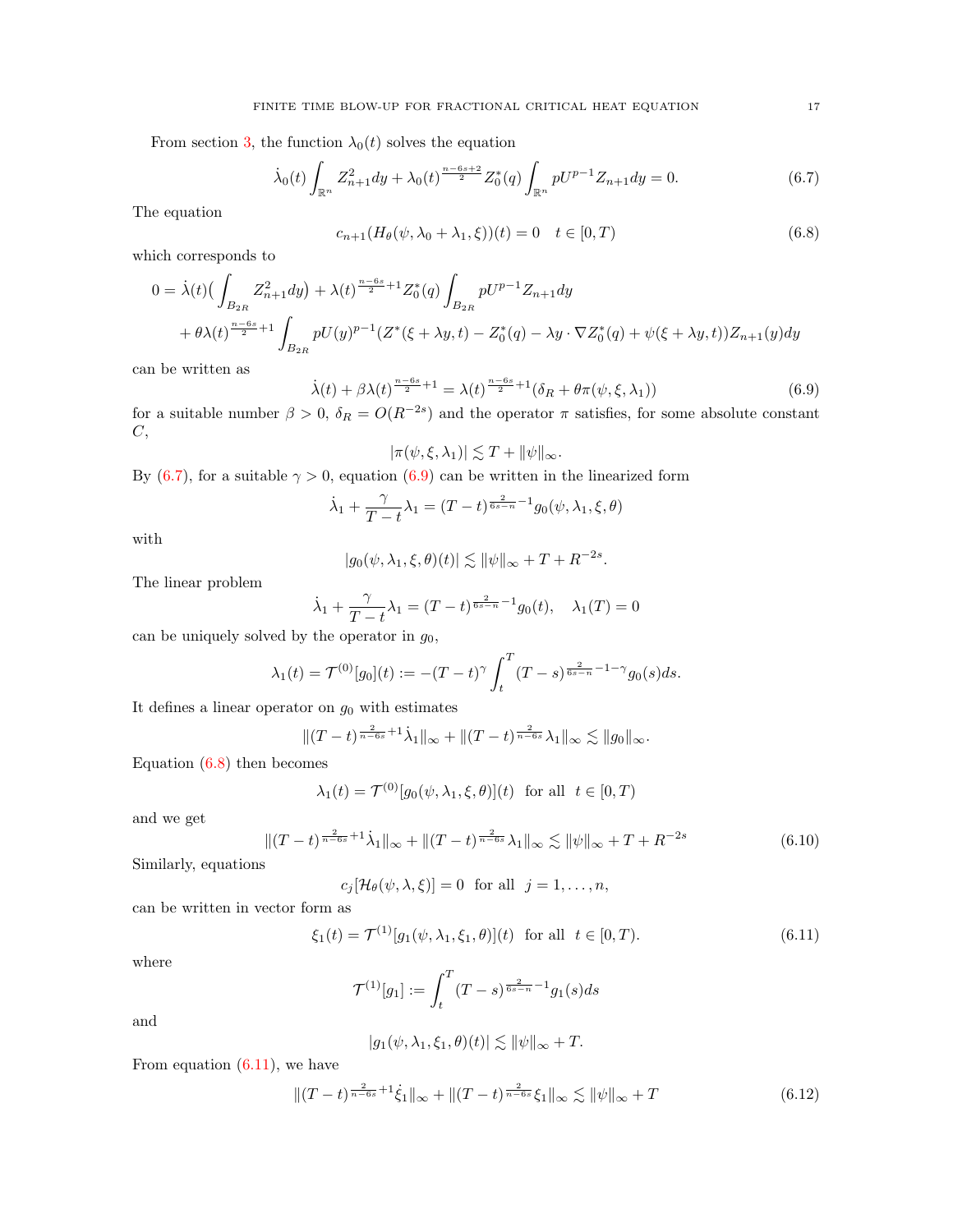From section 3, the function $\lambda_0(t)$ solves the equation

$$\dot{\lambda}_0(t)\int_{\mathbb{R}^n} Z_{n+1}^2 dy + \lambda_0(t)^{\frac{n-6s+2}{2}} Z_0^*(q)\int_{\mathbb{R}^n} pU^{p-1}Z_{n+1}dy = 0. \tag{6.7}$$

The equation

$$c_{n+1}(H_\theta(\psi, \lambda_0+\lambda_1, \xi))(t) = 0 \quad t\in[0,T) \tag{6.8}$$

which corresponds to

$$\begin{aligned}
0 = &\dot{\lambda}(t)\Big(\int_{B_{2R}} Z_{n+1}^2 dy\Big) + \lambda(t)^{\frac{n-6s}{2}+1} Z_0^*(q)\int_{B_{2R}} pU^{p-1}Z_{n+1}dy \\
&+ \theta\lambda(t)^{\frac{n-6s}{2}+1}\int_{B_{2R}} pU(y)^{p-1}(Z^*(\xi+\lambda y, t) - Z_0^*(q) - \lambda y\cdot\nabla Z_0^*(q) + \psi(\xi+\lambda y, t))Z_{n+1}(y)dy
\end{aligned}$$

can be written as

$$\dot{\lambda}(t) + \beta\lambda(t)^{\frac{n-6s}{2}+1} = \lambda(t)^{\frac{n-6s}{2}+1}(\delta_R + \theta\pi(\psi,\xi,\lambda_1)) \tag{6.9}$$

for a suitable number $\beta>0$, $\delta_R = O(R^{-2s})$ and the operator $\pi$ satisfies, for some absolute constant $C$,

$$|\pi(\psi,\xi,\lambda_1)| \lesssim T + \|\psi\|_\infty.$$

By (6.7), for a suitable $\gamma>0$, equation (6.9) can be written in the linearized form

$$\dot{\lambda}_1 + \frac{\gamma}{T-t}\lambda_1 = (T-t)^{\frac{2}{6s-n}-1} g_0(\psi,\lambda_1,\xi,\theta)$$

with

$$|g_0(\psi,\lambda_1,\xi,\theta)(t)| \lesssim \|\psi\|_\infty + T + R^{-2s}.$$

The linear problem

$$\dot{\lambda}_1 + \frac{\gamma}{T-t}\lambda_1 = (T-t)^{\frac{2}{6s-n}-1} g_0(t), \quad \lambda_1(T) = 0$$

can be uniquely solved by the operator in $g_0$,

$$\lambda_1(t) = \mathcal{T}^{(0)}[g_0](t) := -(T-t)^\gamma \int_t^T (T-s)^{\frac{2}{6s-n}-1-\gamma} g_0(s)ds.$$

It defines a linear operator on $g_0$ with estimates

$$\|(T-t)^{\frac{2}{n-6s}+1}\dot{\lambda}_1\|_\infty + \|(T-t)^{\frac{2}{n-6s}}\lambda_1\|_\infty \lesssim \|g_0\|_\infty.$$

Equation (6.8) then becomes

$$\lambda_1(t) = \mathcal{T}^{(0)}[g_0(\psi,\lambda_1,\xi,\theta)](t) \ \text{ for all } \ t\in[0,T)$$

and we get

$$\|(T-t)^{\frac{2}{n-6s}+1}\dot{\lambda}_1\|_\infty + \|(T-t)^{\frac{2}{n-6s}}\lambda_1\|_\infty \lesssim \|\psi\|_\infty + T + R^{-2s} \tag{6.10}$$

Similarly, equations

$$c_j[\mathcal{H}_\theta(\psi,\lambda,\xi)] = 0 \ \text{ for all } \ j=1,\dots,n,$$

can be written in vector form as

$$\xi_1(t) = \mathcal{T}^{(1)}[g_1(\psi,\lambda_1,\xi_1,\theta)](t) \ \text{ for all } \ t\in[0,T). \tag{6.11}$$

where

$$\mathcal{T}^{(1)}[g_1] := \int_t^T (T-s)^{\frac{2}{6s-n}-1} g_1(s)ds$$

and

$$|g_1(\psi,\lambda_1,\xi_1,\theta)(t)| \lesssim \|\psi\|_\infty + T.$$

From equation (6.11), we have

$$\|(T-t)^{\frac{2}{n-6s}+1}\dot{\xi}_1\|_\infty + \|(T-t)^{\frac{2}{n-6s}}\xi_1\|_\infty \lesssim \|\psi\|_\infty + T \tag{6.12}$$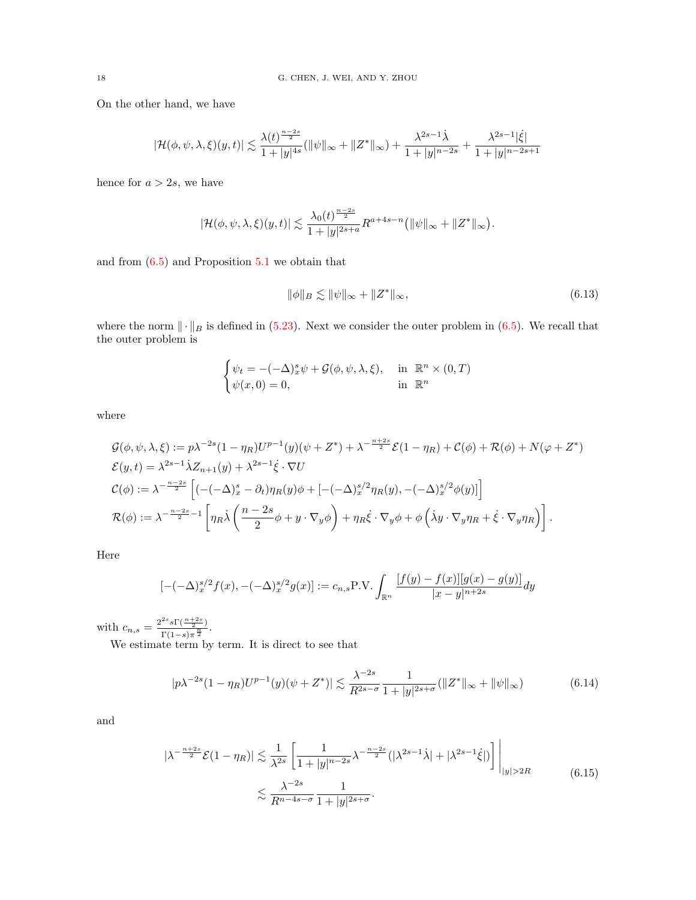On the other hand, we have

$$
|\mathcal{H}(\phi,\psi,\lambda,\xi)(y,t)| \lesssim \frac{\lambda(t)^{\frac{n-2s}{2}}}{1+|y|^{4s}}(\|\psi\|_\infty + \|Z^*\|_\infty) + \frac{\lambda^{2s-1}\dot{\lambda}}{1+|y|^{n-2s}} + \frac{\lambda^{2s-1}|\dot{\xi}|}{1+|y|^{n-2s+1}}
$$

hence for $a > 2s$, we have

$$
|\mathcal{H}(\phi,\psi,\lambda,\xi)(y,t)| \lesssim \frac{\lambda_0(t)^{\frac{n-2s}{2}}}{1+|y|^{2s+a}} R^{a+4s-n}\big(\|\psi\|_\infty + \|Z^*\|_\infty\big).
$$

and from (6.5) and Proposition 5.1 we obtain that

$$
\|\phi\|_B \lesssim \|\psi\|_\infty + \|Z^*\|_\infty, \tag{6.13}
$$

where the norm $\|\cdot\|_B$ is defined in (5.23). Next we consider the outer problem in (6.5). We recall that the outer problem is

$$
\begin{cases}
\psi_t = -(-\Delta)^s_x \psi + \mathcal{G}(\phi,\psi,\lambda,\xi), & \text{in } \mathbb{R}^n \times (0,T) \\
\psi(x,0) = 0, & \text{in } \mathbb{R}^n
\end{cases}
$$

where

$$
\begin{aligned}
&\mathcal{G}(\phi,\psi,\lambda,\xi) := p\lambda^{-2s}(1-\eta_R)U^{p-1}(y)(\psi + Z^*) + \lambda^{-\frac{n+2s}{2}}\mathcal{E}(1-\eta_R) + \mathcal{C}(\phi) + \mathcal{R}(\phi) + N(\varphi + Z^*) \\
&\mathcal{E}(y,t) = \lambda^{2s-1}\dot{\lambda} Z_{n+1}(y) + \lambda^{2s-1}\dot{\xi}\cdot\nabla U \\
&\mathcal{C}(\phi) := \lambda^{-\frac{n-2s}{2}}\left[(-(-\Delta)^s_x - \partial_t)\eta_R(y)\phi + [-(-\Delta)^{s/2}_x \eta_R(y), -(-\Delta)^{s/2}_x \phi(y)]\right] \\
&\mathcal{R}(\phi) := \lambda^{-\frac{n-2s}{2}-1}\left[\eta_R\dot{\lambda}\left(\frac{n-2s}{2}\phi + y\cdot\nabla_y\phi\right) + \eta_R\dot{\xi}\cdot\nabla_y\phi + \phi\left(\dot{\lambda}y\cdot\nabla_y\eta_R + \dot{\xi}\cdot\nabla_y\eta_R\right)\right].
\end{aligned}
$$

Here

$$
[-(-\Delta)^{s/2}_x f(x), -(-\Delta)^{s/2}_x g(x)] := c_{n,s}\text{P.V.}\int_{\mathbb{R}^n} \frac{[f(y)-f(x)][g(x)-g(y)]}{|x-y|^{n+2s}}dy
$$

with $c_{n,s} = \frac{2^{2s}s\Gamma(\frac{n+2s}{2})}{\Gamma(1-s)\pi^{\frac{n}{2}}}$.

We estimate term by term. It is direct to see that

$$
|p\lambda^{-2s}(1-\eta_R)U^{p-1}(y)(\psi + Z^*)| \lesssim \frac{\lambda^{-2s}}{R^{2s-\sigma}}\frac{1}{1+|y|^{2s+\sigma}}(\|Z^*\|_\infty + \|\psi\|_\infty) \tag{6.14}
$$

and

$$
\begin{aligned}
|\lambda^{-\frac{n+2s}{2}}\mathcal{E}(1-\eta_R)| &\lesssim \frac{1}{\lambda^{2s}}\left[\frac{1}{1+|y|^{n-2s}}\lambda^{-\frac{n-2s}{2}}(|\lambda^{2s-1}\dot{\lambda}| + |\lambda^{2s-1}\dot{\xi}|)\right]\Bigg|_{|y|>2R} \\
&\lesssim \frac{\lambda^{-2s}}{R^{n-4s-\sigma}}\frac{1}{1+|y|^{2s+\sigma}}.
\end{aligned} \tag{6.15}
$$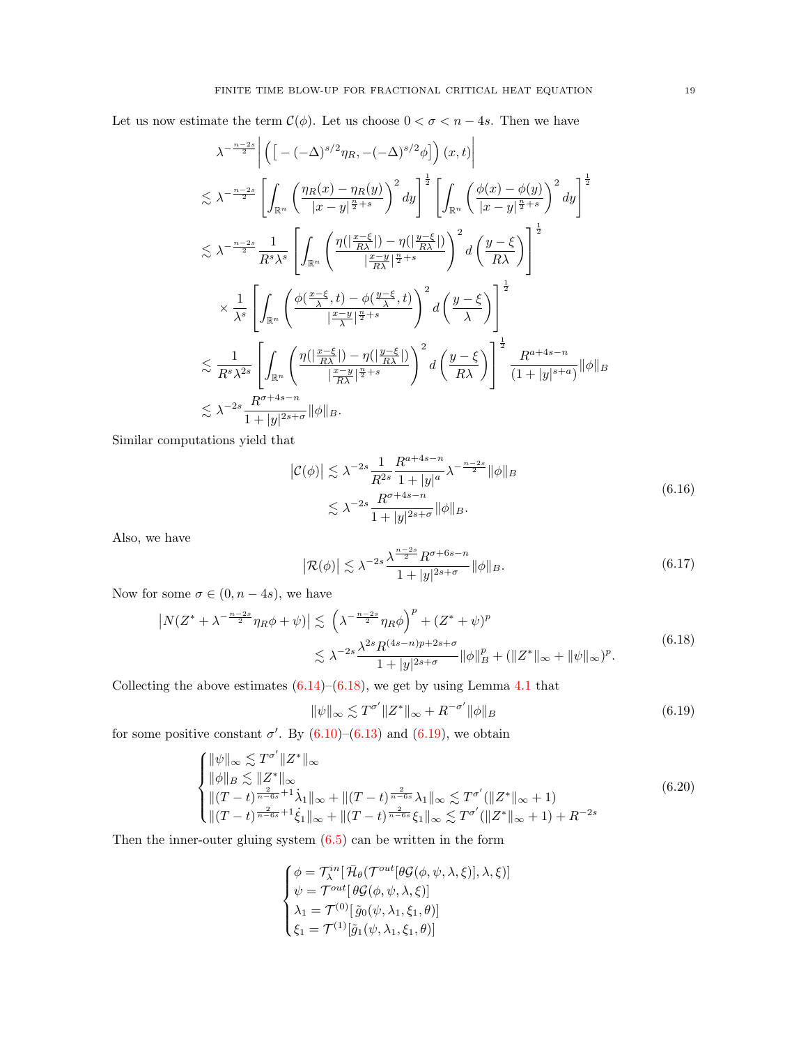Let us now estimate the term $\mathcal{C}(\phi)$. Let us choose $0 < \sigma < n - 4s$. Then we have

$$
\begin{aligned}
&\lambda^{-\frac{n-2s}{2}} \left| \left( \left[ -(-\Delta)^{s/2}\eta_R, -(-\Delta)^{s/2}\phi \right] \right)(x,t) \right| \\
&\lesssim \lambda^{-\frac{n-2s}{2}} \left[ \int_{\mathbb{R}^n} \left( \frac{\eta_R(x) - \eta_R(y)}{|x-y|^{\frac{n}{2}+s}} \right)^2 dy \right]^{\frac{1}{2}} \left[ \int_{\mathbb{R}^n} \left( \frac{\phi(x) - \phi(y)}{|x-y|^{\frac{n}{2}+s}} \right)^2 dy \right]^{\frac{1}{2}} \\
&\lesssim \lambda^{-\frac{n-2s}{2}} \frac{1}{R^s \lambda^s} \left[ \int_{\mathbb{R}^n} \left( \frac{\eta(|\frac{x-\xi}{R\lambda}|) - \eta(|\frac{y-\xi}{R\lambda}|)}{|\frac{x-y}{R\lambda}|^{\frac{n}{2}+s}} \right)^2 d\left(\frac{y-\xi}{R\lambda}\right) \right]^{\frac{1}{2}} \\
&\quad \times \frac{1}{\lambda^s} \left[ \int_{\mathbb{R}^n} \left( \frac{\phi(\frac{x-\xi}{\lambda},t) - \phi(\frac{y-\xi}{\lambda},t)}{|\frac{x-y}{\lambda}|^{\frac{n}{2}+s}} \right)^2 d\left(\frac{y-\xi}{\lambda}\right) \right]^{\frac{1}{2}} \\
&\lesssim \frac{1}{R^s \lambda^{2s}} \left[ \int_{\mathbb{R}^n} \left( \frac{\eta(|\frac{x-\xi}{R\lambda}|) - \eta(|\frac{y-\xi}{R\lambda}|)}{|\frac{x-y}{R\lambda}|^{\frac{n}{2}+s}} \right)^2 d\left(\frac{y-\xi}{R\lambda}\right) \right]^{\frac{1}{2}} \frac{R^{a+4s-n}}{(1+|y|^{s+a})} \|\phi\|_B \\
&\lesssim \lambda^{-2s} \frac{R^{\sigma+4s-n}}{1+|y|^{2s+\sigma}} \|\phi\|_B.
\end{aligned}
$$

Similar computations yield that

$$
\begin{aligned}
\left|\mathcal{C}(\phi)\right| &\lesssim \lambda^{-2s} \frac{1}{R^{2s}} \frac{R^{a+4s-n}}{1+|y|^a} \lambda^{-\frac{n-2s}{2}} \|\phi\|_B \\
&\lesssim \lambda^{-2s} \frac{R^{\sigma+4s-n}}{1+|y|^{2s+\sigma}} \|\phi\|_B.
\end{aligned} \tag{6.16}
$$

Also, we have

$$
\left|\mathcal{R}(\phi)\right| \lesssim \lambda^{-2s} \frac{\lambda^{\frac{n-2s}{2}} R^{\sigma+6s-n}}{1+|y|^{2s+\sigma}} \|\phi\|_B. \tag{6.17}
$$

Now for some $\sigma \in (0, n-4s)$, we have

$$
\begin{aligned}
\left|N(Z^* + \lambda^{-\frac{n-2s}{2}}\eta_R\phi + \psi)\right| &\lesssim \left(\lambda^{-\frac{n-2s}{2}}\eta_R\phi\right)^p + (Z^* + \psi)^p \\
&\lesssim \lambda^{-2s} \frac{\lambda^{2s} R^{(4s-n)p+2s+\sigma}}{1+|y|^{2s+\sigma}} \|\phi\|_B^p + (\|Z^*\|_\infty + \|\psi\|_\infty)^p.
\end{aligned} \tag{6.18}
$$

Collecting the above estimates (6.14)–(6.18), we get by using Lemma 4.1 that

$$
\|\psi\|_\infty \lesssim T^{\sigma'} \|Z^*\|_\infty + R^{-\sigma'} \|\phi\|_B \tag{6.19}
$$

for some positive constant $\sigma'$. By (6.10)–(6.13) and (6.19), we obtain

$$
\begin{cases}
\|\psi\|_\infty \lesssim T^{\sigma'} \|Z^*\|_\infty \\
\|\phi\|_B \lesssim \|Z^*\|_\infty \\
\|(T-t)^{\frac{2}{n-6s}+1}\dot{\lambda}_1\|_\infty + \|(T-t)^{\frac{2}{n-6s}}\lambda_1\|_\infty \lesssim T^{\sigma'}(\|Z^*\|_\infty + 1) \\
\|(T-t)^{\frac{2}{n-6s}+1}\dot{\xi}_1\|_\infty + \|(T-t)^{\frac{2}{n-6s}}\xi_1\|_\infty \lesssim T^{\sigma'}(\|Z^*\|_\infty + 1) + R^{-2s}
\end{cases} \tag{6.20}
$$

Then the inner-outer gluing system (6.5) can be written in the form

$$
\begin{cases}
\phi = \mathcal{T}_\lambda^{in}[\bar{\mathcal{H}}_\theta(\mathcal{T}^{out}[\theta\mathcal{G}(\phi,\psi,\lambda,\xi)],\lambda,\xi)] \\
\psi = \mathcal{T}^{out}[\theta\mathcal{G}(\phi,\psi,\lambda,\xi)] \\
\lambda_1 = \mathcal{T}^{(0)}[\tilde{g}_0(\psi,\lambda_1,\xi_1,\theta)] \\
\xi_1 = \mathcal{T}^{(1)}[\tilde{g}_1(\psi,\lambda_1,\xi_1,\theta)]
\end{cases}
$$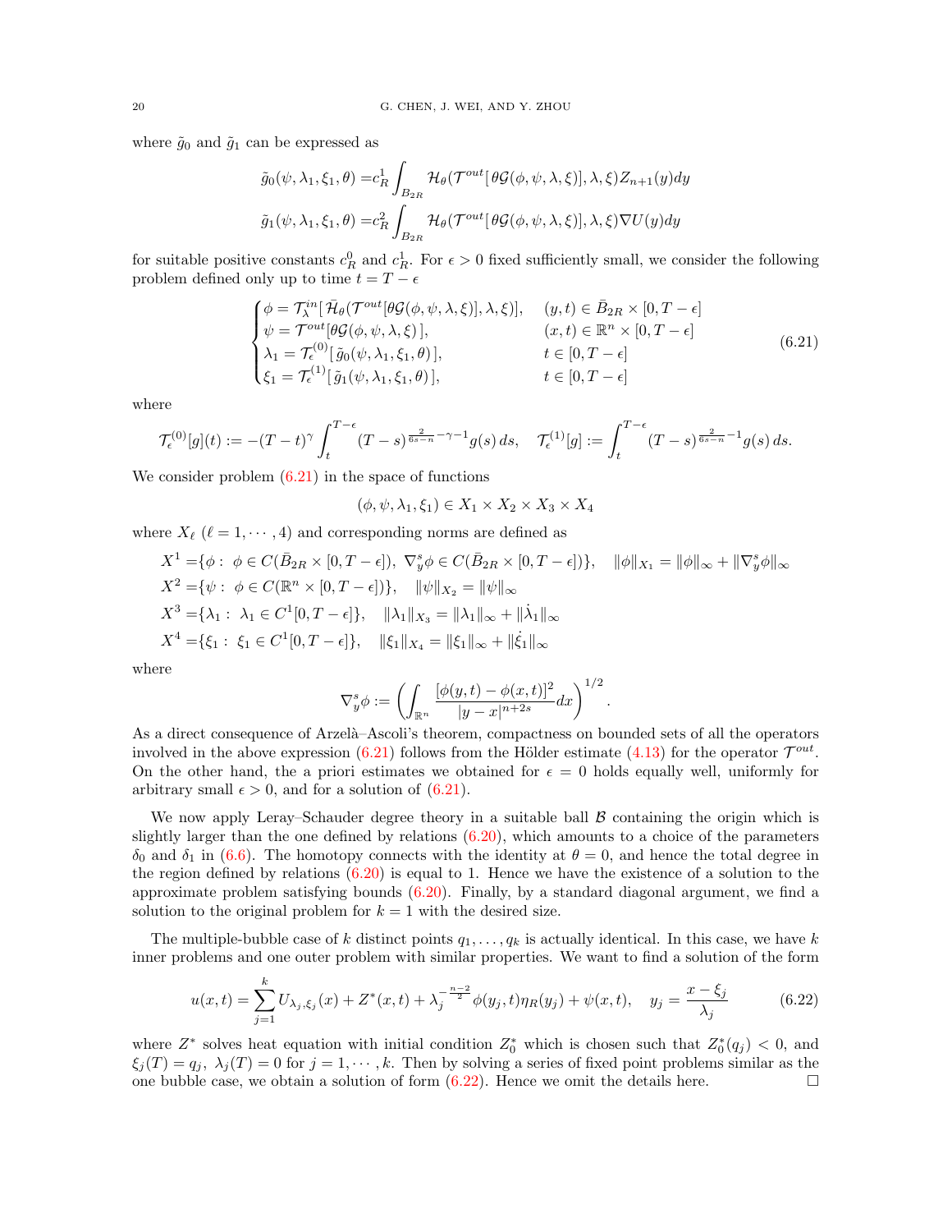where $\tilde{g}_0$ and $\tilde{g}_1$ can be expressed as

$$
\begin{aligned}
\tilde{g}_0(\psi, \lambda_1, \xi_1, \theta) =& c_R^1 \int_{B_{2R}} \mathcal{H}_\theta(\mathcal{T}^{out}[\theta \mathcal{G}(\phi, \psi, \lambda, \xi)], \lambda, \xi) Z_{n+1}(y) dy \\
\tilde{g}_1(\psi, \lambda_1, \xi_1, \theta) =& c_R^2 \int_{B_{2R}} \mathcal{H}_\theta(\mathcal{T}^{out}[\theta \mathcal{G}(\phi, \psi, \lambda, \xi)], \lambda, \xi) \nabla U(y) dy
\end{aligned}
$$

for suitable positive constants $c_R^0$ and $c_R^1$. For $\epsilon > 0$ fixed sufficiently small, we consider the following problem defined only up to time $t = T - \epsilon$

$$
\begin{cases}
\phi = \mathcal{T}_\lambda^{in}[\, \bar{\mathcal{H}}_\theta(\mathcal{T}^{out}[\theta \mathcal{G}(\phi, \psi, \lambda, \xi)], \lambda, \xi)], & (y, t) \in \bar{B}_{2R} \times [0, T - \epsilon] \\
\psi = \mathcal{T}^{out}[\theta \mathcal{G}(\phi, \psi, \lambda, \xi)\,], & (x, t) \in \mathbb{R}^n \times [0, T - \epsilon] \\
\lambda_1 = \mathcal{T}_\epsilon^{(0)}[\, \tilde{g}_0(\psi, \lambda_1, \xi_1, \theta)\,], & t \in [0, T - \epsilon] \\
\xi_1 = \mathcal{T}_\epsilon^{(1)}[\, \tilde{g}_1(\psi, \lambda_1, \xi_1, \theta)\,], & t \in [0, T - \epsilon]
\end{cases}
\tag{6.21}
$$

where

$$
\mathcal{T}_\epsilon^{(0)}[g](t) := -(T - t)^\gamma \int_t^{T-\epsilon} (T - s)^{\frac{2}{6s-n} - \gamma - 1} g(s)\, ds, \quad \mathcal{T}_\epsilon^{(1)}[g] := \int_t^{T-\epsilon} (T - s)^{\frac{2}{6s-n} - 1} g(s)\, ds.
$$

We consider problem (6.21) in the space of functions

$$
(\phi, \psi, \lambda_1, \xi_1) \in X_1 \times X_2 \times X_3 \times X_4
$$

where $X_\ell$ ($\ell = 1, \cdots, 4$) and corresponding norms are defined as

$$
\begin{aligned}
X^1 =& \{\phi :\ \phi \in C(\bar{B}_{2R} \times [0, T - \epsilon]),\ \nabla_y^s \phi \in C(\bar{B}_{2R} \times [0, T - \epsilon])\}, \quad \|\phi\|_{X_1} = \|\phi\|_\infty + \|\nabla_y^s \phi\|_\infty \\
X^2 =& \{\psi :\ \phi \in C(\mathbb{R}^n \times [0, T - \epsilon])\}, \quad \|\psi\|_{X_2} = \|\psi\|_\infty \\
X^3 =& \{\lambda_1 :\ \lambda_1 \in C^1[0, T - \epsilon]\}, \quad \|\lambda_1\|_{X_3} = \|\lambda_1\|_\infty + \|\dot{\lambda}_1\|_\infty \\
X^4 =& \{\xi_1 :\ \xi_1 \in C^1[0, T - \epsilon]\}, \quad \|\xi_1\|_{X_4} = \|\xi_1\|_\infty + \|\dot{\xi}_1\|_\infty
\end{aligned}
$$

where

$$
\nabla_y^s \phi := \left( \int_{\mathbb{R}^n} \frac{[\phi(y, t) - \phi(x, t)]^2}{|y - x|^{n+2s}} dx \right)^{1/2}.
$$

As a direct consequence of Arzelà–Ascoli's theorem, compactness on bounded sets of all the operators involved in the above expression (6.21) follows from the Hölder estimate (4.13) for the operator $\mathcal{T}^{out}$. On the other hand, the a priori estimates we obtained for $\epsilon = 0$ holds equally well, uniformly for arbitrary small $\epsilon > 0$, and for a solution of (6.21).

We now apply Leray–Schauder degree theory in a suitable ball $\mathcal{B}$ containing the origin which is slightly larger than the one defined by relations (6.20), which amounts to a choice of the parameters $\delta_0$ and $\delta_1$ in (6.6). The homotopy connects with the identity at $\theta = 0$, and hence the total degree in the region defined by relations (6.20) is equal to 1. Hence we have the existence of a solution to the approximate problem satisfying bounds (6.20). Finally, by a standard diagonal argument, we find a solution to the original problem for $k = 1$ with the desired size.

The multiple-bubble case of $k$ distinct points $q_1, \ldots, q_k$ is actually identical. In this case, we have $k$ inner problems and one outer problem with similar properties. We want to find a solution of the form

$$
u(x, t) = \sum_{j=1}^k U_{\lambda_j, \xi_j}(x) + Z^*(x, t) + \lambda_j^{-\frac{n-2}{2}} \phi(y_j, t) \eta_R(y_j) + \psi(x, t), \quad y_j = \frac{x - \xi_j}{\lambda_j}
\tag{6.22}
$$

where $Z^*$ solves heat equation with initial condition $Z_0^*$ which is chosen such that $Z_0^*(q_j) < 0$, and $\xi_j(T) = q_j,\ \lambda_j(T) = 0$ for $j = 1, \cdots, k$. Then by solving a series of fixed point problems similar as the one bubble case, we obtain a solution of form (6.22). Hence we omit the details here. $\square$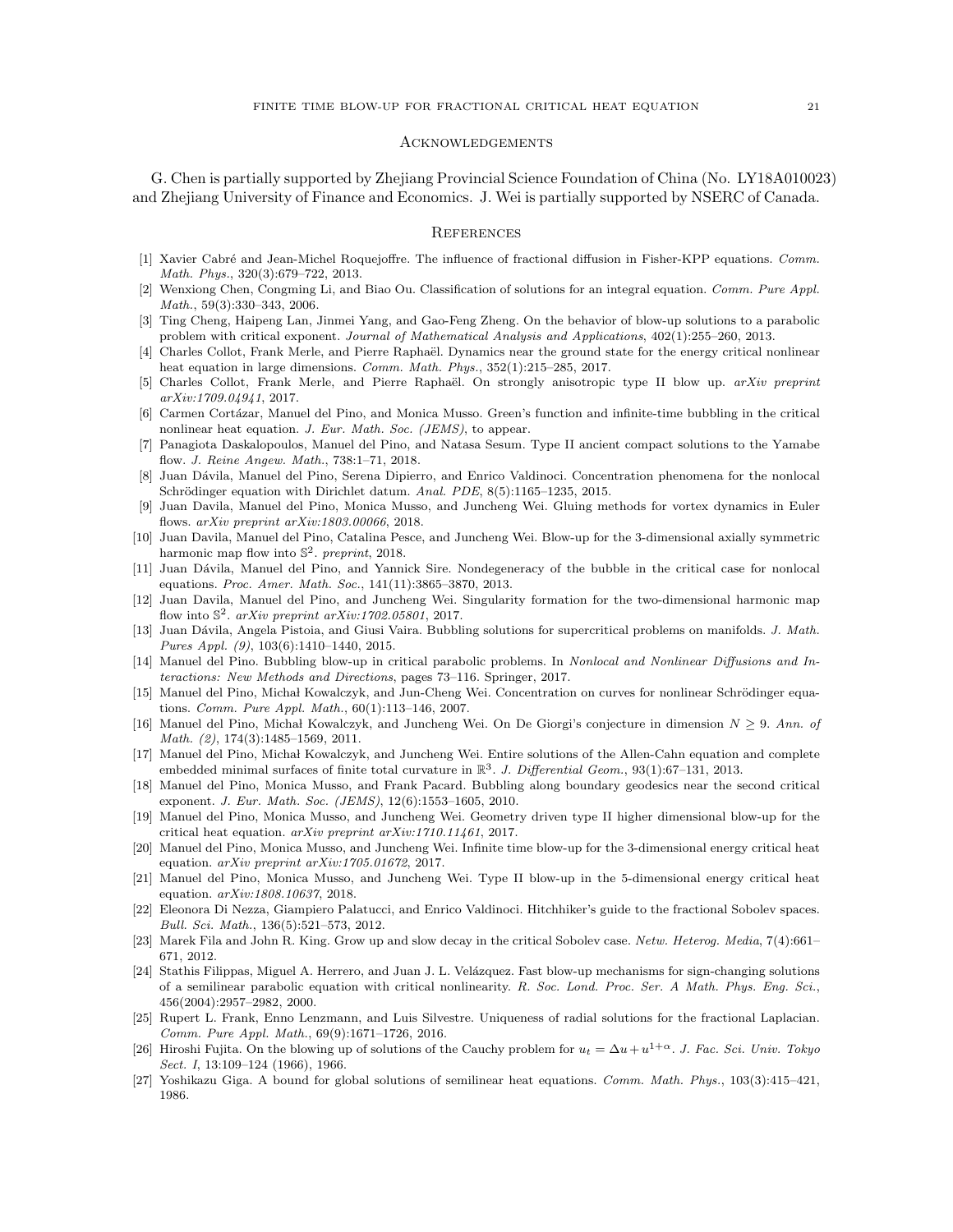## Acknowledgements

G. Chen is partially supported by Zhejiang Provincial Science Foundation of China (No. LY18A010023) and Zhejiang University of Finance and Economics. J. Wei is partially supported by NSERC of Canada.

## References

[1] Xavier Cabré and Jean-Michel Roquejoffre. The influence of fractional diffusion in Fisher-KPP equations. *Comm. Math. Phys.*, 320(3):679–722, 2013.

[2] Wenxiong Chen, Congming Li, and Biao Ou. Classification of solutions for an integral equation. *Comm. Pure Appl. Math.*, 59(3):330–343, 2006.

[3] Ting Cheng, Haipeng Lan, Jinmei Yang, and Gao-Feng Zheng. On the behavior of blow-up solutions to a parabolic problem with critical exponent. *Journal of Mathematical Analysis and Applications*, 402(1):255–260, 2013.

[4] Charles Collot, Frank Merle, and Pierre Raphaël. Dynamics near the ground state for the energy critical nonlinear heat equation in large dimensions. *Comm. Math. Phys.*, 352(1):215–285, 2017.

[5] Charles Collot, Frank Merle, and Pierre Raphaël. On strongly anisotropic type II blow up. *arXiv preprint arXiv:1709.04941*, 2017.

[6] Carmen Cortázar, Manuel del Pino, and Monica Musso. Green's function and infinite-time bubbling in the critical nonlinear heat equation. *J. Eur. Math. Soc. (JEMS)*, to appear.

[7] Panagiota Daskalopoulos, Manuel del Pino, and Natasa Sesum. Type II ancient compact solutions to the Yamabe flow. *J. Reine Angew. Math.*, 738:1–71, 2018.

[8] Juan Dávila, Manuel del Pino, Serena Dipierro, and Enrico Valdinoci. Concentration phenomena for the nonlocal Schrödinger equation with Dirichlet datum. *Anal. PDE*, 8(5):1165–1235, 2015.

[9] Juan Davila, Manuel del Pino, Monica Musso, and Juncheng Wei. Gluing methods for vortex dynamics in Euler flows. *arXiv preprint arXiv:1803.00066*, 2018.

[10] Juan Davila, Manuel del Pino, Catalina Pesce, and Juncheng Wei. Blow-up for the 3-dimensional axially symmetric harmonic map flow into $\mathbb{S}^2$. *preprint*, 2018.

[11] Juan Dávila, Manuel del Pino, and Yannick Sire. Nondegeneracy of the bubble in the critical case for nonlocal equations. *Proc. Amer. Math. Soc.*, 141(11):3865–3870, 2013.

[12] Juan Davila, Manuel del Pino, and Juncheng Wei. Singularity formation for the two-dimensional harmonic map flow into $\mathbb{S}^2$. *arXiv preprint arXiv:1702.05801*, 2017.

[13] Juan Dávila, Angela Pistoia, and Giusi Vaira. Bubbling solutions for supercritical problems on manifolds. *J. Math. Pures Appl. (9)*, 103(6):1410–1440, 2015.

[14] Manuel del Pino. Bubbling blow-up in critical parabolic problems. In *Nonlocal and Nonlinear Diffusions and Interactions: New Methods and Directions*, pages 73–116. Springer, 2017.

[15] Manuel del Pino, Michał Kowalczyk, and Jun-Cheng Wei. Concentration on curves for nonlinear Schrödinger equations. *Comm. Pure Appl. Math.*, 60(1):113–146, 2007.

[16] Manuel del Pino, Michał Kowalczyk, and Juncheng Wei. On De Giorgi's conjecture in dimension $N \geq 9$. *Ann. of Math. (2)*, 174(3):1485–1569, 2011.

[17] Manuel del Pino, Michał Kowalczyk, and Juncheng Wei. Entire solutions of the Allen-Cahn equation and complete embedded minimal surfaces of finite total curvature in $\mathbb{R}^3$. *J. Differential Geom.*, 93(1):67–131, 2013.

[18] Manuel del Pino, Monica Musso, and Frank Pacard. Bubbling along boundary geodesics near the second critical exponent. *J. Eur. Math. Soc. (JEMS)*, 12(6):1553–1605, 2010.

[19] Manuel del Pino, Monica Musso, and Juncheng Wei. Geometry driven type II higher dimensional blow-up for the critical heat equation. *arXiv preprint arXiv:1710.11461*, 2017.

[20] Manuel del Pino, Monica Musso, and Juncheng Wei. Infinite time blow-up for the 3-dimensional energy critical heat equation. *arXiv preprint arXiv:1705.01672*, 2017.

[21] Manuel del Pino, Monica Musso, and Juncheng Wei. Type II blow-up in the 5-dimensional energy critical heat equation. *arXiv:1808.10637*, 2018.

[22] Eleonora Di Nezza, Giampiero Palatucci, and Enrico Valdinoci. Hitchhiker's guide to the fractional Sobolev spaces. *Bull. Sci. Math.*, 136(5):521–573, 2012.

[23] Marek Fila and John R. King. Grow up and slow decay in the critical Sobolev case. *Netw. Heterog. Media*, 7(4):661–671, 2012.

[24] Stathis Filippas, Miguel A. Herrero, and Juan J. L. Velázquez. Fast blow-up mechanisms for sign-changing solutions of a semilinear parabolic equation with critical nonlinearity. *R. Soc. Lond. Proc. Ser. A Math. Phys. Eng. Sci.*, 456(2004):2957–2982, 2000.

[25] Rupert L. Frank, Enno Lenzmann, and Luis Silvestre. Uniqueness of radial solutions for the fractional Laplacian. *Comm. Pure Appl. Math.*, 69(9):1671–1726, 2016.

[26] Hiroshi Fujita. On the blowing up of solutions of the Cauchy problem for $u_t = \Delta u + u^{1+\alpha}$. *J. Fac. Sci. Univ. Tokyo Sect. I*, 13:109–124 (1966), 1966.

[27] Yoshikazu Giga. A bound for global solutions of semilinear heat equations. *Comm. Math. Phys.*, 103(3):415–421, 1986.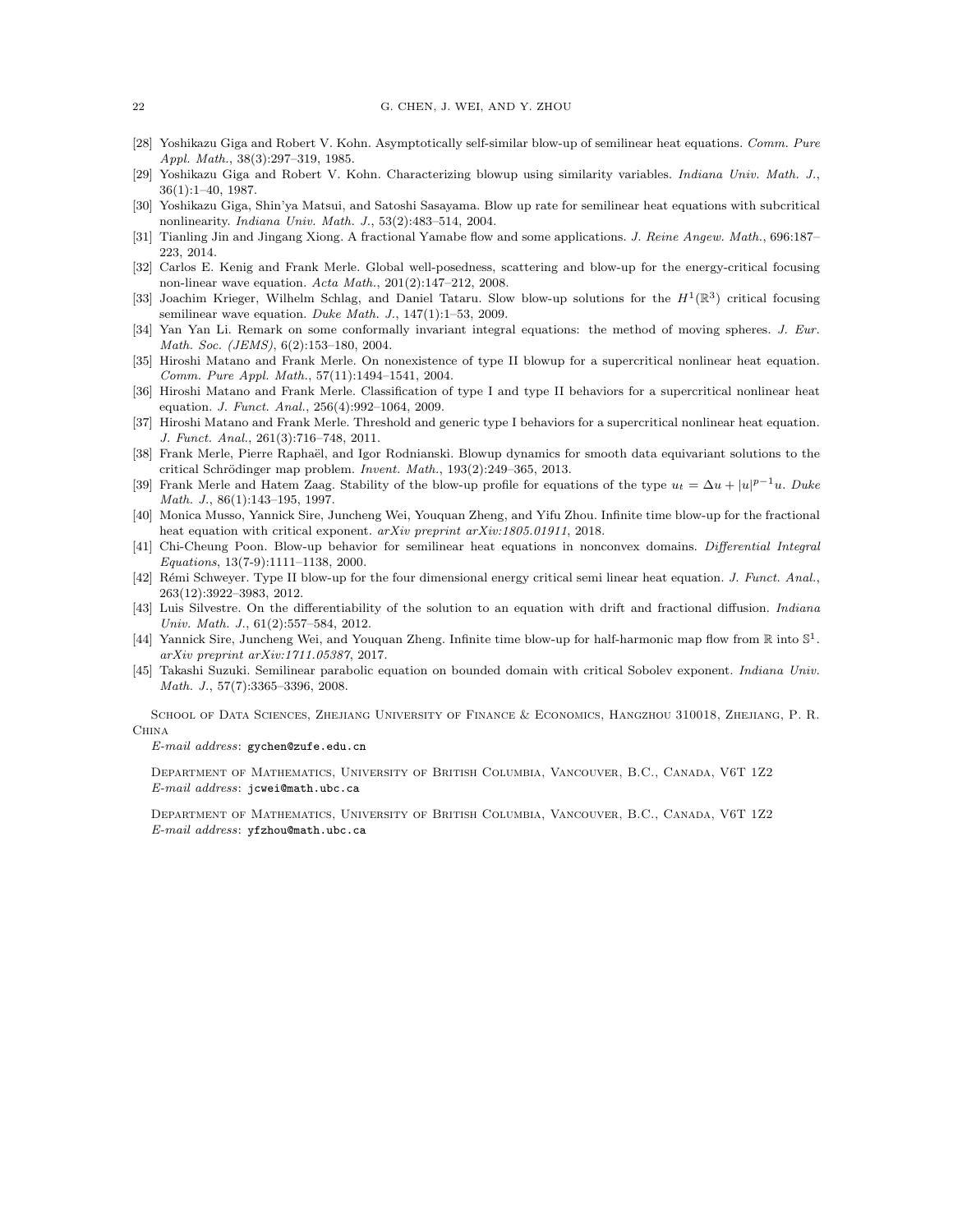[28] Yoshikazu Giga and Robert V. Kohn. Asymptotically self-similar blow-up of semilinear heat equations. *Comm. Pure Appl. Math.*, 38(3):297–319, 1985.

[29] Yoshikazu Giga and Robert V. Kohn. Characterizing blowup using similarity variables. *Indiana Univ. Math. J.*, 36(1):1–40, 1987.

[30] Yoshikazu Giga, Shin'ya Matsui, and Satoshi Sasayama. Blow up rate for semilinear heat equations with subcritical nonlinearity. *Indiana Univ. Math. J.*, 53(2):483–514, 2004.

[31] Tianling Jin and Jingang Xiong. A fractional Yamabe flow and some applications. *J. Reine Angew. Math.*, 696:187–223, 2014.

[32] Carlos E. Kenig and Frank Merle. Global well-posedness, scattering and blow-up for the energy-critical focusing non-linear wave equation. *Acta Math.*, 201(2):147–212, 2008.

[33] Joachim Krieger, Wilhelm Schlag, and Daniel Tataru. Slow blow-up solutions for the $H^1(\mathbb{R}^3)$ critical focusing semilinear wave equation. *Duke Math. J.*, 147(1):1–53, 2009.

[34] Yan Yan Li. Remark on some conformally invariant integral equations: the method of moving spheres. *J. Eur. Math. Soc. (JEMS)*, 6(2):153–180, 2004.

[35] Hiroshi Matano and Frank Merle. On nonexistence of type II blowup for a supercritical nonlinear heat equation. *Comm. Pure Appl. Math.*, 57(11):1494–1541, 2004.

[36] Hiroshi Matano and Frank Merle. Classification of type I and type II behaviors for a supercritical nonlinear heat equation. *J. Funct. Anal.*, 256(4):992–1064, 2009.

[37] Hiroshi Matano and Frank Merle. Threshold and generic type I behaviors for a supercritical nonlinear heat equation. *J. Funct. Anal.*, 261(3):716–748, 2011.

[38] Frank Merle, Pierre Raphaël, and Igor Rodnianski. Blowup dynamics for smooth data equivariant solutions to the critical Schrödinger map problem. *Invent. Math.*, 193(2):249–365, 2013.

[39] Frank Merle and Hatem Zaag. Stability of the blow-up profile for equations of the type $u_t = \Delta u + |u|^{p-1}u$. *Duke Math. J.*, 86(1):143–195, 1997.

[40] Monica Musso, Yannick Sire, Juncheng Wei, Youquan Zheng, and Yifu Zhou. Infinite time blow-up for the fractional heat equation with critical exponent. *arXiv preprint arXiv:1805.01911*, 2018.

[41] Chi-Cheung Poon. Blow-up behavior for semilinear heat equations in nonconvex domains. *Differential Integral Equations*, 13(7-9):1111–1138, 2000.

[42] Rémi Schweyer. Type II blow-up for the four dimensional energy critical semi linear heat equation. *J. Funct. Anal.*, 263(12):3922–3983, 2012.

[43] Luis Silvestre. On the differentiability of the solution to an equation with drift and fractional diffusion. *Indiana Univ. Math. J.*, 61(2):557–584, 2012.

[44] Yannick Sire, Juncheng Wei, and Youquan Zheng. Infinite time blow-up for half-harmonic map flow from $\mathbb{R}$ into $\mathbb{S}^1$. *arXiv preprint arXiv:1711.05387*, 2017.

[45] Takashi Suzuki. Semilinear parabolic equation on bounded domain with critical Sobolev exponent. *Indiana Univ. Math. J.*, 57(7):3365–3396, 2008.

School of Data Sciences, Zhejiang University of Finance & Economics, Hangzhou 310018, Zhejiang, P. R. China

*E-mail address*: gychen@zufe.edu.cn

Department of Mathematics, University of British Columbia, Vancouver, B.C., Canada, V6T 1Z2
*E-mail address*: jcwei@math.ubc.ca

Department of Mathematics, University of British Columbia, Vancouver, B.C., Canada, V6T 1Z2
*E-mail address*: yfzhou@math.ubc.ca